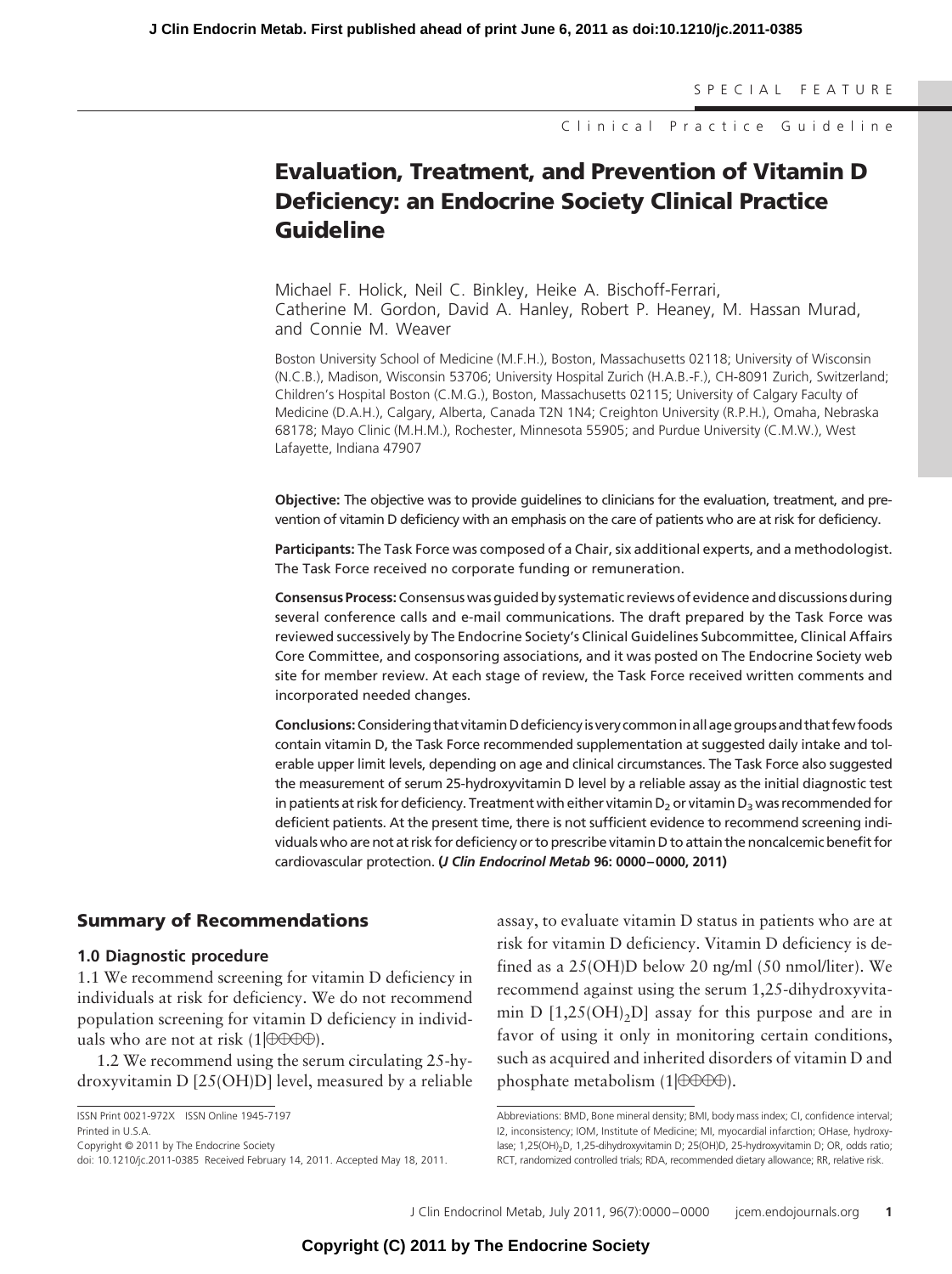SPECIAL FEATURE

Clinical Practice Guideline

# Evaluation, Treatment, and Prevention of Vitamin D Deficiency: an Endocrine Society Clinical Practice Guideline

Michael F. Holick, Neil C. Binkley, Heike A. Bischoff-Ferrari, Catherine M. Gordon, David A. Hanley, Robert P. Heaney, M. Hassan Murad, and Connie M. Weaver

Boston University School of Medicine (M.F.H.), Boston, Massachusetts 02118; University of Wisconsin (N.C.B.), Madison, Wisconsin 53706; University Hospital Zurich (H.A.B.-F.), CH-8091 Zurich, Switzerland; Children's Hospital Boston (C.M.G.), Boston, Massachusetts 02115; University of Calgary Faculty of Medicine (D.A.H.), Calgary, Alberta, Canada T2N 1N4; Creighton University (R.P.H.), Omaha, Nebraska 68178; Mayo Clinic (M.H.M.), Rochester, Minnesota 55905; and Purdue University (C.M.W.), West Lafayette, Indiana 47907

**Objective:** The objective was to provide guidelines to clinicians for the evaluation, treatment, and prevention of vitamin D deficiency with an emphasis on the care of patients who are at risk for deficiency.

**Participants:** The Task Force was composed of a Chair, six additional experts, and a methodologist. The Task Force received no corporate funding or remuneration.

**Consensus Process:** Consensus was guided by systematic reviews of evidence and discussions during several conference calls and e-mail communications. The draft prepared by the Task Force was reviewed successively by The Endocrine Society's Clinical Guidelines Subcommittee, Clinical Affairs Core Committee, and cosponsoring associations, and it was posted on The Endocrine Society web site for member review. At each stage of review, the Task Force received written comments and incorporated needed changes.

**Conclusions:** Considering that vitamin D deficiency is very common in all age groups and that few foods contain vitamin D, the Task Force recommended supplementation at suggested daily intake and tolerable upper limit levels, depending on age and clinical circumstances. The Task Force also suggested the measurement of serum 25-hydroxyvitamin D level by a reliable assay as the initial diagnostic test in patients at risk for deficiency. Treatment with either vitamin $D_2$ or vitamin $D_3$ was recommended for deficient patients. At the present time, there is not sufficient evidence to recommend screening individuals who are not at risk for deficiency or to prescribe vitamin D to attain the noncalcemic benefit for cardiovascular protection. (*J Clin Endocrinol Metab* **96: 0000–0000, 2011)**

## Summary of Recommendations

### 1.0 Diagnostic procedure

1.1 We recommend screening for vitamin D deficiency in individuals at risk for deficiency. We do not recommend population screening for vitamin D deficiency in individuals who are not at risk (1|⊕⊕⊕⊕).

1.2 We recommend using the serum circulating 25-hydroxyvitamin D [25(OH)D] level, measured by a reliable assay, to evaluate vitamin D status in patients who are at risk for vitamin D deficiency. Vitamin D deficiency is defined as a 25(OH)D below 20 ng/ml (50 nmol/liter). We recommend against using the serum 1,25-dihydroxyvitamin D [$1,25(OH)_2D$] assay for this purpose and are in favor of using it only in monitoring certain conditions, such as acquired and inherited disorders of vitamin D and phosphate metabolism (1|⊕⊕⊕⊕).

ISSN Print 0021-972X ISSN Online 1945-7197
Printed in U.S.A.
Copyright © 2011 by The Endocrine Society
doi: 10.1210/jc.2011-0385 Received February 14, 2011. Accepted May 18, 2011.

Abbreviations: BMD, Bone mineral density; BMI, body mass index; CI, confidence interval; I2, inconsistency; IOM, Institute of Medicine; MI, myocardial infarction; OHase, hydroxylase; $1,25(OH)_2D$, 1,25-dihydroxyvitamin D; 25(OH)D, 25-hydroxyvitamin D; OR, odds ratio; RCT, randomized controlled trials; RDA, recommended dietary allowance; RR, relative risk.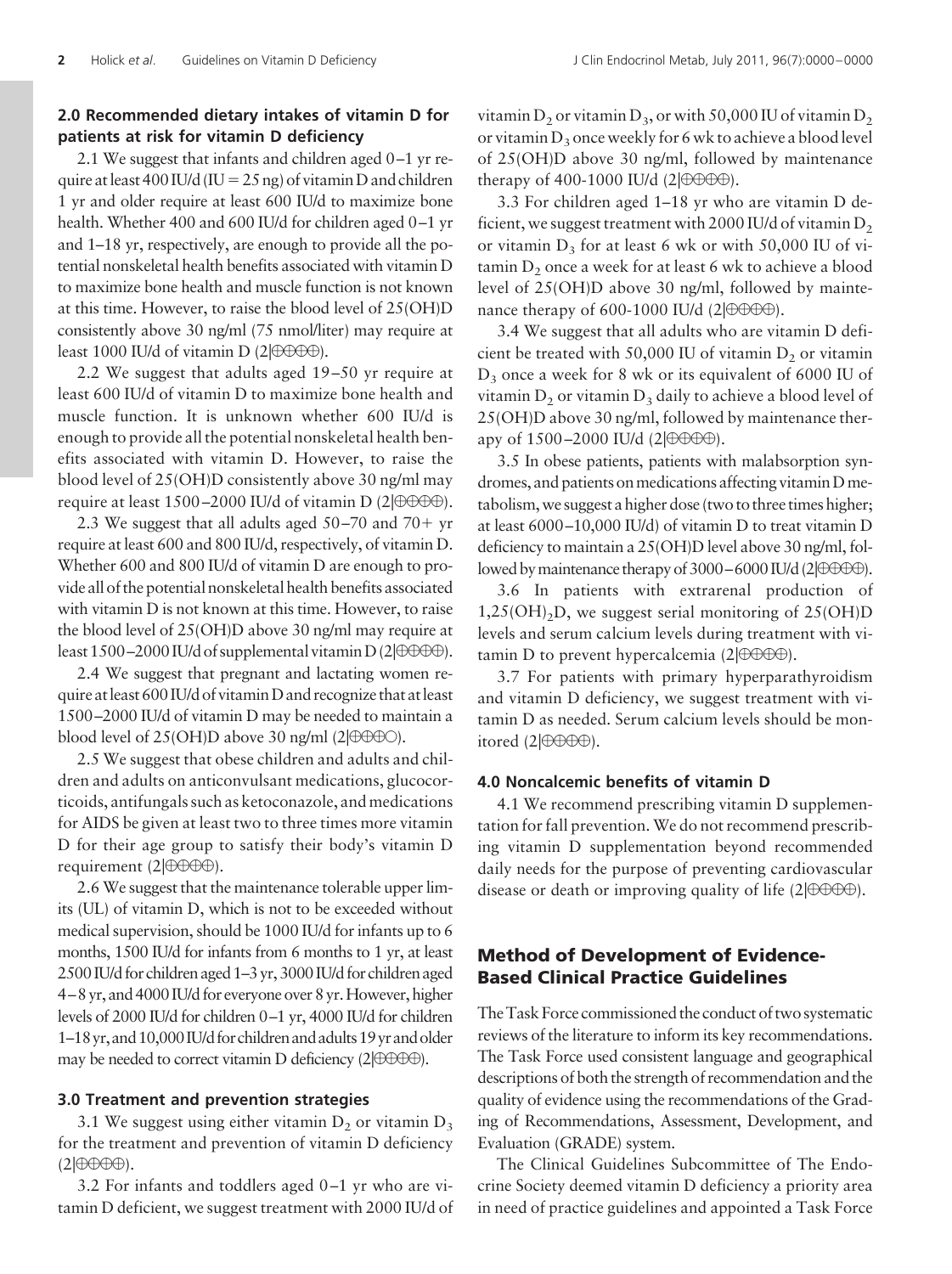### 2.0 Recommended dietary intakes of vitamin D for patients at risk for vitamin D deficiency

2.1 We suggest that infants and children aged 0–1 yr require at least 400 IU/d (IU = 25 ng) of vitamin D and children 1 yr and older require at least 600 IU/d to maximize bone health. Whether 400 and 600 IU/d for children aged 0–1 yr and 1–18 yr, respectively, are enough to provide all the potential nonskeletal health benefits associated with vitamin D to maximize bone health and muscle function is not known at this time. However, to raise the blood level of 25(OH)D consistently above 30 ng/ml (75 nmol/liter) may require at least 1000 IU/d of vitamin D (2|⊕⊕⊕⊕).

2.2 We suggest that adults aged 19–50 yr require at least 600 IU/d of vitamin D to maximize bone health and muscle function. It is unknown whether 600 IU/d is enough to provide all the potential nonskeletal health benefits associated with vitamin D. However, to raise the blood level of 25(OH)D consistently above 30 ng/ml may require at least 1500–2000 IU/d of vitamin D (2|⊕⊕⊕⊕).

2.3 We suggest that all adults aged 50–70 and 70+ yr require at least 600 and 800 IU/d, respectively, of vitamin D. Whether 600 and 800 IU/d of vitamin D are enough to provide all of the potential nonskeletal health benefits associated with vitamin D is not known at this time. However, to raise the blood level of 25(OH)D above 30 ng/ml may require at least 1500–2000 IU/d of supplemental vitamin D (2|⊕⊕⊕⊕).

2.4 We suggest that pregnant and lactating women require at least 600 IU/d of vitamin D and recognize that at least 1500–2000 IU/d of vitamin D may be needed to maintain a blood level of 25(OH)D above 30 ng/ml (2|⊕⊕⊕○).

2.5 We suggest that obese children and adults and children and adults on anticonvulsant medications, glucocorticoids, antifungals such as ketoconazole, and medications for AIDS be given at least two to three times more vitamin D for their age group to satisfy their body's vitamin D requirement (2|⊕⊕⊕⊕).

2.6 We suggest that the maintenance tolerable upper limits (UL) of vitamin D, which is not to be exceeded without medical supervision, should be 1000 IU/d for infants up to 6 months, 1500 IU/d for infants from 6 months to 1 yr, at least 2500 IU/d for children aged 1–3 yr, 3000 IU/d for children aged 4–8 yr, and 4000 IU/d for everyone over 8 yr. However, higher levels of 2000 IU/d for children 0–1 yr, 4000 IU/d for children 1–18 yr, and 10,000 IU/d for children and adults 19 yr and older may be needed to correct vitamin D deficiency (2|⊕⊕⊕⊕).

### 3.0 Treatment and prevention strategies

3.1 We suggest using either vitamin $D_2$ or vitamin $D_3$ for the treatment and prevention of vitamin D deficiency (2|⊕⊕⊕⊕).

3.2 For infants and toddlers aged 0–1 yr who are vitamin D deficient, we suggest treatment with 2000 IU/d of vitamin $D_2$ or vitamin $D_3$, or with 50,000 IU of vitamin $D_2$ or vitamin $D_3$ once weekly for 6 wk to achieve a blood level of 25(OH)D above 30 ng/ml, followed by maintenance therapy of 400-1000 IU/d (2|⊕⊕⊕⊕).

3.3 For children aged 1–18 yr who are vitamin D deficient, we suggest treatment with 2000 IU/d of vitamin $D_2$ or vitamin $D_3$ for at least 6 wk or with 50,000 IU of vitamin $D_2$ once a week for at least 6 wk to achieve a blood level of 25(OH)D above 30 ng/ml, followed by maintenance therapy of 600-1000 IU/d (2|⊕⊕⊕⊕).

3.4 We suggest that all adults who are vitamin D deficient be treated with 50,000 IU of vitamin $D_2$ or vitamin $D_3$ once a week for 8 wk or its equivalent of 6000 IU of vitamin $D_2$ or vitamin $D_3$ daily to achieve a blood level of 25(OH)D above 30 ng/ml, followed by maintenance therapy of 1500–2000 IU/d (2|⊕⊕⊕⊕).

3.5 In obese patients, patients with malabsorption syndromes, and patients on medications affecting vitamin D metabolism, we suggest a higher dose (two to three times higher; at least 6000–10,000 IU/d) of vitamin D to treat vitamin D deficiency to maintain a 25(OH)D level above 30 ng/ml, followed by maintenance therapy of 3000–6000 IU/d (2|⊕⊕⊕⊕).

3.6 In patients with extrarenal production of $1,25(OH)_2D$, we suggest serial monitoring of 25(OH)D levels and serum calcium levels during treatment with vitamin D to prevent hypercalcemia (2|⊕⊕⊕⊕).

3.7 For patients with primary hyperparathyroidism and vitamin D deficiency, we suggest treatment with vitamin D as needed. Serum calcium levels should be monitored (2|⊕⊕⊕⊕).

### 4.0 Noncalcemic benefits of vitamin D

4.1 We recommend prescribing vitamin D supplementation for fall prevention. We do not recommend prescribing vitamin D supplementation beyond recommended daily needs for the purpose of preventing cardiovascular disease or death or improving quality of life (2|⊕⊕⊕⊕).

## Method of Development of Evidence-Based Clinical Practice Guidelines

The Task Force commissioned the conduct of two systematic reviews of the literature to inform its key recommendations. The Task Force used consistent language and geographical descriptions of both the strength of recommendation and the quality of evidence using the recommendations of the Grading of Recommendations, Assessment, Development, and Evaluation (GRADE) system.

The Clinical Guidelines Subcommittee of The Endocrine Society deemed vitamin D deficiency a priority area in need of practice guidelines and appointed a Task Force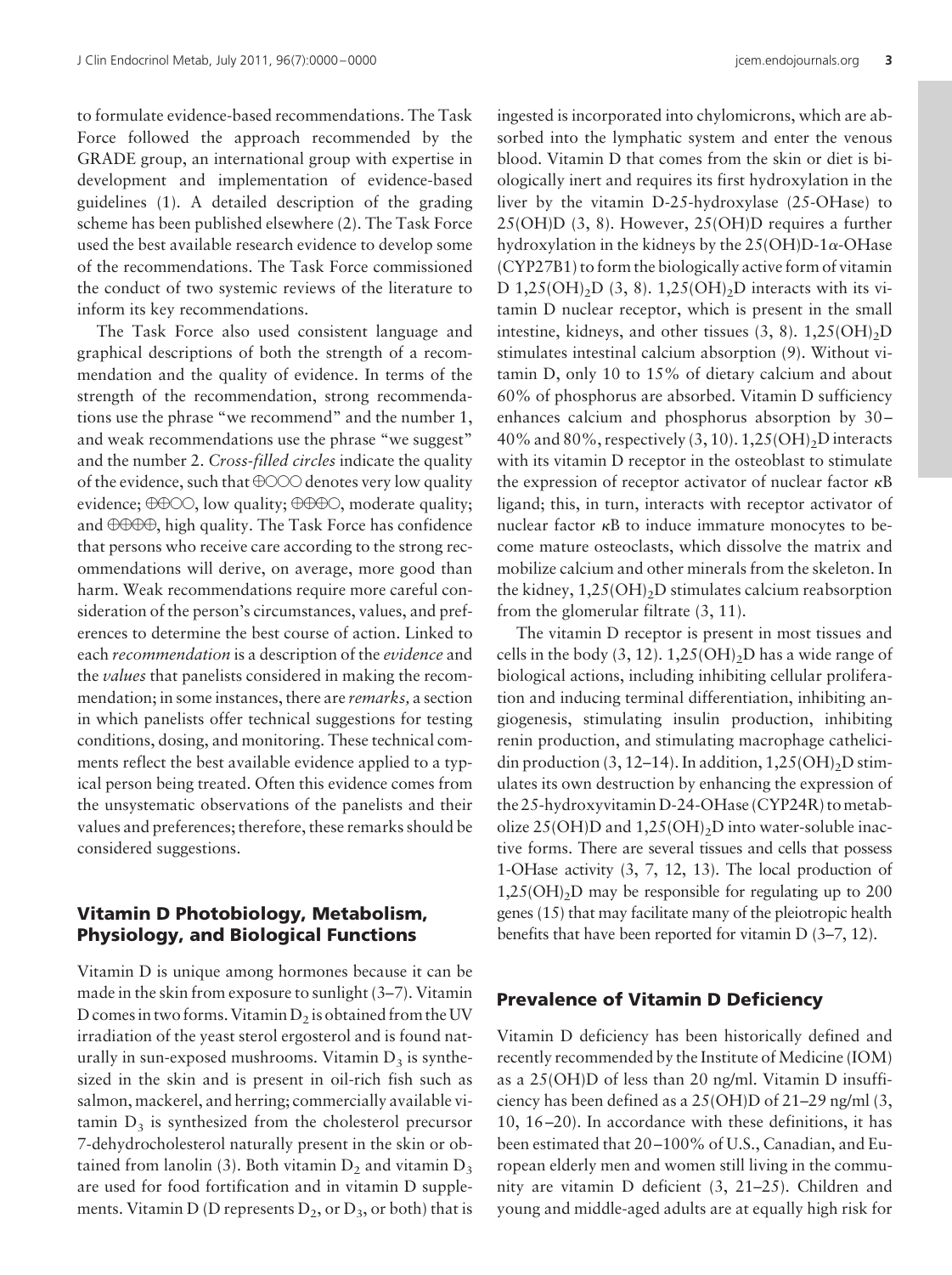to formulate evidence-based recommendations. The Task Force followed the approach recommended by the GRADE group, an international group with expertise in development and implementation of evidence-based guidelines (1). A detailed description of the grading scheme has been published elsewhere (2). The Task Force used the best available research evidence to develop some of the recommendations. The Task Force commissioned the conduct of two systemic reviews of the literature to inform its key recommendations.

The Task Force also used consistent language and graphical descriptions of both the strength of a recommendation and the quality of evidence. In terms of the strength of the recommendation, strong recommendations use the phrase "we recommend" and the number 1, and weak recommendations use the phrase "we suggest" and the number 2. *Cross-filled circles* indicate the quality of the evidence, such that ⊕○○○ denotes very low quality evidence; ⊕⊕○○, low quality; ⊕⊕⊕○, moderate quality; and ⊕⊕⊕⊕, high quality. The Task Force has confidence that persons who receive care according to the strong recommendations will derive, on average, more good than harm. Weak recommendations require more careful consideration of the person's circumstances, values, and preferences to determine the best course of action. Linked to each *recommendation* is a description of the *evidence* and the *values* that panelists considered in making the recommendation; in some instances, there are *remarks,* a section in which panelists offer technical suggestions for testing conditions, dosing, and monitoring. These technical comments reflect the best available evidence applied to a typical person being treated. Often this evidence comes from the unsystematic observations of the panelists and their values and preferences; therefore, these remarks should be considered suggestions.

## Vitamin D Photobiology, Metabolism, Physiology, and Biological Functions

Vitamin D is unique among hormones because it can be made in the skin from exposure to sunlight (3–7). Vitamin D comes in two forms. Vitamin $D_2$ is obtained from the UV irradiation of the yeast sterol ergosterol and is found naturally in sun-exposed mushrooms. Vitamin $D_3$ is synthesized in the skin and is present in oil-rich fish such as salmon, mackerel, and herring; commercially available vitamin $D_3$ is synthesized from the cholesterol precursor 7-dehydrocholesterol naturally present in the skin or obtained from lanolin (3). Both vitamin $D_2$ and vitamin $D_3$ are used for food fortification and in vitamin D supplements. Vitamin D (D represents $D_2$, or $D_3$, or both) that is ingested is incorporated into chylomicrons, which are absorbed into the lymphatic system and enter the venous blood. Vitamin D that comes from the skin or diet is biologically inert and requires its first hydroxylation in the liver by the vitamin D-25-hydroxylase (25-OHase) to 25(OH)D (3, 8). However, 25(OH)D requires a further hydroxylation in the kidneys by the 25(OH)D-1$\alpha$-OHase (CYP27B1) to form the biologically active form of vitamin D $1,25(OH)_2D$ (3, 8). $1,25(OH)_2D$ interacts with its vitamin D nuclear receptor, which is present in the small intestine, kidneys, and other tissues (3, 8). $1,25(OH)_2D$ stimulates intestinal calcium absorption (9). Without vitamin D, only 10 to 15% of dietary calcium and about 60% of phosphorus are absorbed. Vitamin D sufficiency enhances calcium and phosphorus absorption by 30–40% and 80%, respectively (3, 10). $1,25(OH)_2D$ interacts with its vitamin D receptor in the osteoblast to stimulate the expression of receptor activator of nuclear factor $\kappa$B ligand; this, in turn, interacts with receptor activator of nuclear factor $\kappa$B to induce immature monocytes to become mature osteoclasts, which dissolve the matrix and mobilize calcium and other minerals from the skeleton. In the kidney, $1,25(OH)_2D$ stimulates calcium reabsorption from the glomerular filtrate (3, 11).

The vitamin D receptor is present in most tissues and cells in the body (3, 12). $1,25(OH)_2D$ has a wide range of biological actions, including inhibiting cellular proliferation and inducing terminal differentiation, inhibiting angiogenesis, stimulating insulin production, inhibiting renin production, and stimulating macrophage cathelicidin production (3, 12–14). In addition, $1,25(OH)_2D$ stimulates its own destruction by enhancing the expression of the 25-hydroxyvitamin D-24-OHase (CYP24R) to metabolize 25(OH)D and $1,25(OH)_2D$ into water-soluble inactive forms. There are several tissues and cells that possess 1-OHase activity (3, 7, 12, 13). The local production of $1,25(OH)_2D$ may be responsible for regulating up to 200 genes (15) that may facilitate many of the pleiotropic health benefits that have been reported for vitamin D (3–7, 12).

## Prevalence of Vitamin D Deficiency

Vitamin D deficiency has been historically defined and recently recommended by the Institute of Medicine (IOM) as a 25(OH)D of less than 20 ng/ml. Vitamin D insufficiency has been defined as a 25(OH)D of 21–29 ng/ml (3, 10, 16–20). In accordance with these definitions, it has been estimated that 20–100% of U.S., Canadian, and European elderly men and women still living in the community are vitamin D deficient (3, 21–25). Children and young and middle-aged adults are at equally high risk for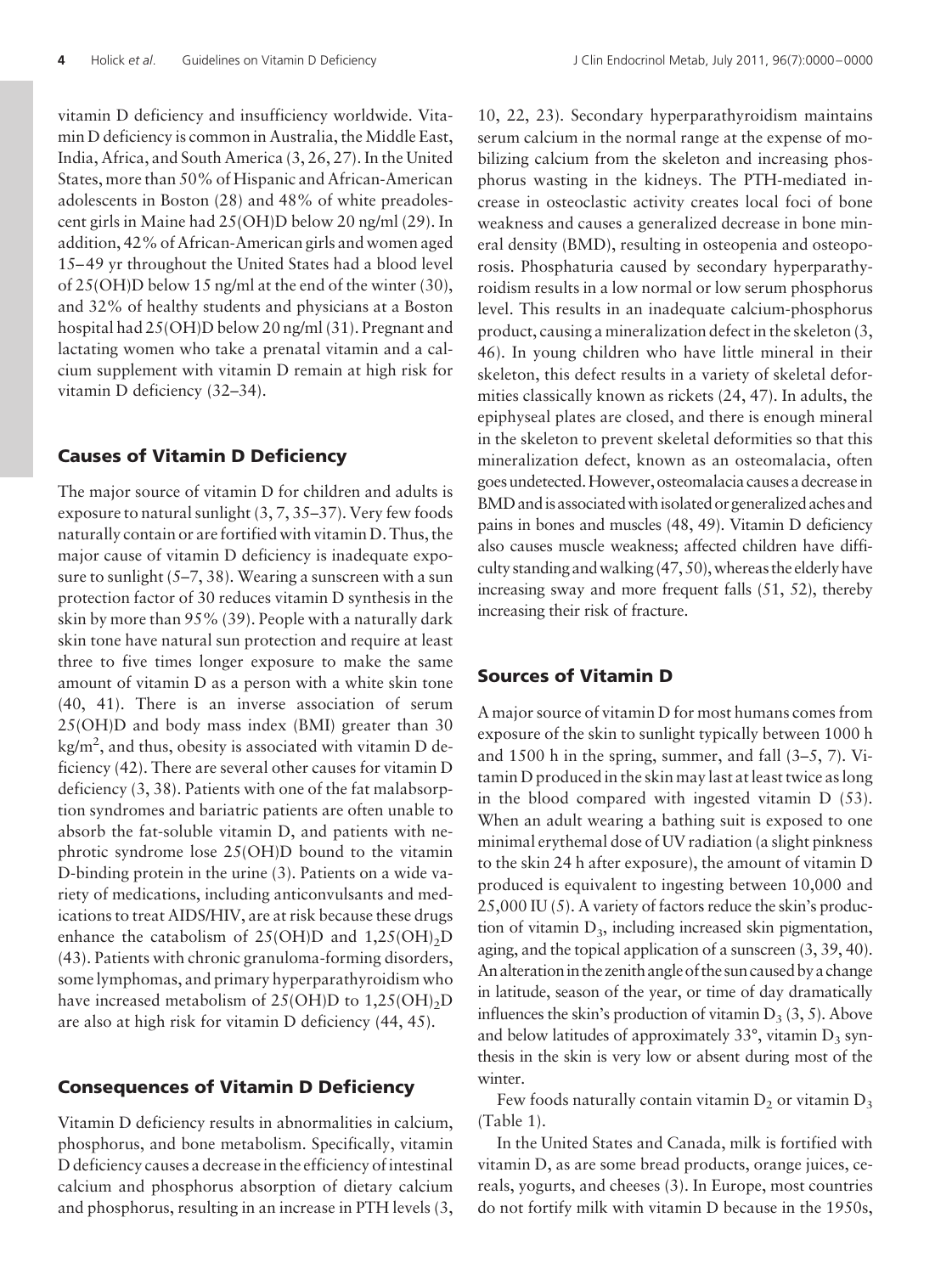vitamin D deficiency and insufficiency worldwide. Vitamin D deficiency is common in Australia, the Middle East, India, Africa, and South America (3, 26, 27). In the United States, more than 50% of Hispanic and African-American adolescents in Boston (28) and 48% of white preadolescent girls in Maine had 25(OH)D below 20 ng/ml (29). In addition, 42% of African-American girls and women aged 15–49 yr throughout the United States had a blood level of 25(OH)D below 15 ng/ml at the end of the winter (30), and 32% of healthy students and physicians at a Boston hospital had 25(OH)D below 20 ng/ml (31). Pregnant and lactating women who take a prenatal vitamin and a calcium supplement with vitamin D remain at high risk for vitamin D deficiency (32–34).

## Causes of Vitamin D Deficiency

The major source of vitamin D for children and adults is exposure to natural sunlight (3, 7, 35–37). Very few foods naturally contain or are fortified with vitamin D. Thus, the major cause of vitamin D deficiency is inadequate exposure to sunlight (5–7, 38). Wearing a sunscreen with a sun protection factor of 30 reduces vitamin D synthesis in the skin by more than 95% (39). People with a naturally dark skin tone have natural sun protection and require at least three to five times longer exposure to make the same amount of vitamin D as a person with a white skin tone (40, 41). There is an inverse association of serum 25(OH)D and body mass index (BMI) greater than 30 $kg/m^2$, and thus, obesity is associated with vitamin D deficiency (42). There are several other causes for vitamin D deficiency (3, 38). Patients with one of the fat malabsorption syndromes and bariatric patients are often unable to absorb the fat-soluble vitamin D, and patients with nephrotic syndrome lose 25(OH)D bound to the vitamin D-binding protein in the urine (3). Patients on a wide variety of medications, including anticonvulsants and medications to treat AIDS/HIV, are at risk because these drugs enhance the catabolism of 25(OH)D and $1,25(OH)_2D$ (43). Patients with chronic granuloma-forming disorders, some lymphomas, and primary hyperparathyroidism who have increased metabolism of 25(OH)D to $1,25(OH)_2D$ are also at high risk for vitamin D deficiency (44, 45).

## Consequences of Vitamin D Deficiency

Vitamin D deficiency results in abnormalities in calcium, phosphorus, and bone metabolism. Specifically, vitamin D deficiency causes a decrease in the efficiency of intestinal calcium and phosphorus absorption of dietary calcium and phosphorus, resulting in an increase in PTH levels (3, 10, 22, 23). Secondary hyperparathyroidism maintains serum calcium in the normal range at the expense of mobilizing calcium from the skeleton and increasing phosphorus wasting in the kidneys. The PTH-mediated increase in osteoclastic activity creates local foci of bone weakness and causes a generalized decrease in bone mineral density (BMD), resulting in osteopenia and osteoporosis. Phosphaturia caused by secondary hyperparathyroidism results in a low normal or low serum phosphorus level. This results in an inadequate calcium-phosphorus product, causing a mineralization defect in the skeleton (3, 46). In young children who have little mineral in their skeleton, this defect results in a variety of skeletal deformities classically known as rickets (24, 47). In adults, the epiphyseal plates are closed, and there is enough mineral in the skeleton to prevent skeletal deformities so that this mineralization defect, known as an osteomalacia, often goes undetected. However, osteomalacia causes a decrease in BMD and is associated with isolated or generalized aches and pains in bones and muscles (48, 49). Vitamin D deficiency also causes muscle weakness; affected children have difficulty standing and walking (47, 50), whereas the elderly have increasing sway and more frequent falls (51, 52), thereby increasing their risk of fracture.

## Sources of Vitamin D

A major source of vitamin D for most humans comes from exposure of the skin to sunlight typically between 1000 h and 1500 h in the spring, summer, and fall (3–5, 7). Vitamin D produced in the skin may last at least twice as long in the blood compared with ingested vitamin D (53). When an adult wearing a bathing suit is exposed to one minimal erythemal dose of UV radiation (a slight pinkness to the skin 24 h after exposure), the amount of vitamin D produced is equivalent to ingesting between 10,000 and 25,000 IU (5). A variety of factors reduce the skin's production of vitamin $D_3$, including increased skin pigmentation, aging, and the topical application of a sunscreen (3, 39, 40). An alteration in the zenith angle of the sun caused by a change in latitude, season of the year, or time of day dramatically influences the skin's production of vitamin $D_3$ (3, 5). Above and below latitudes of approximately 33°, vitamin $D_3$ synthesis in the skin is very low or absent during most of the winter.

Few foods naturally contain vitamin $D_2$ or vitamin $D_3$ (Table 1).

In the United States and Canada, milk is fortified with vitamin D, as are some bread products, orange juices, cereals, yogurts, and cheeses (3). In Europe, most countries do not fortify milk with vitamin D because in the 1950s,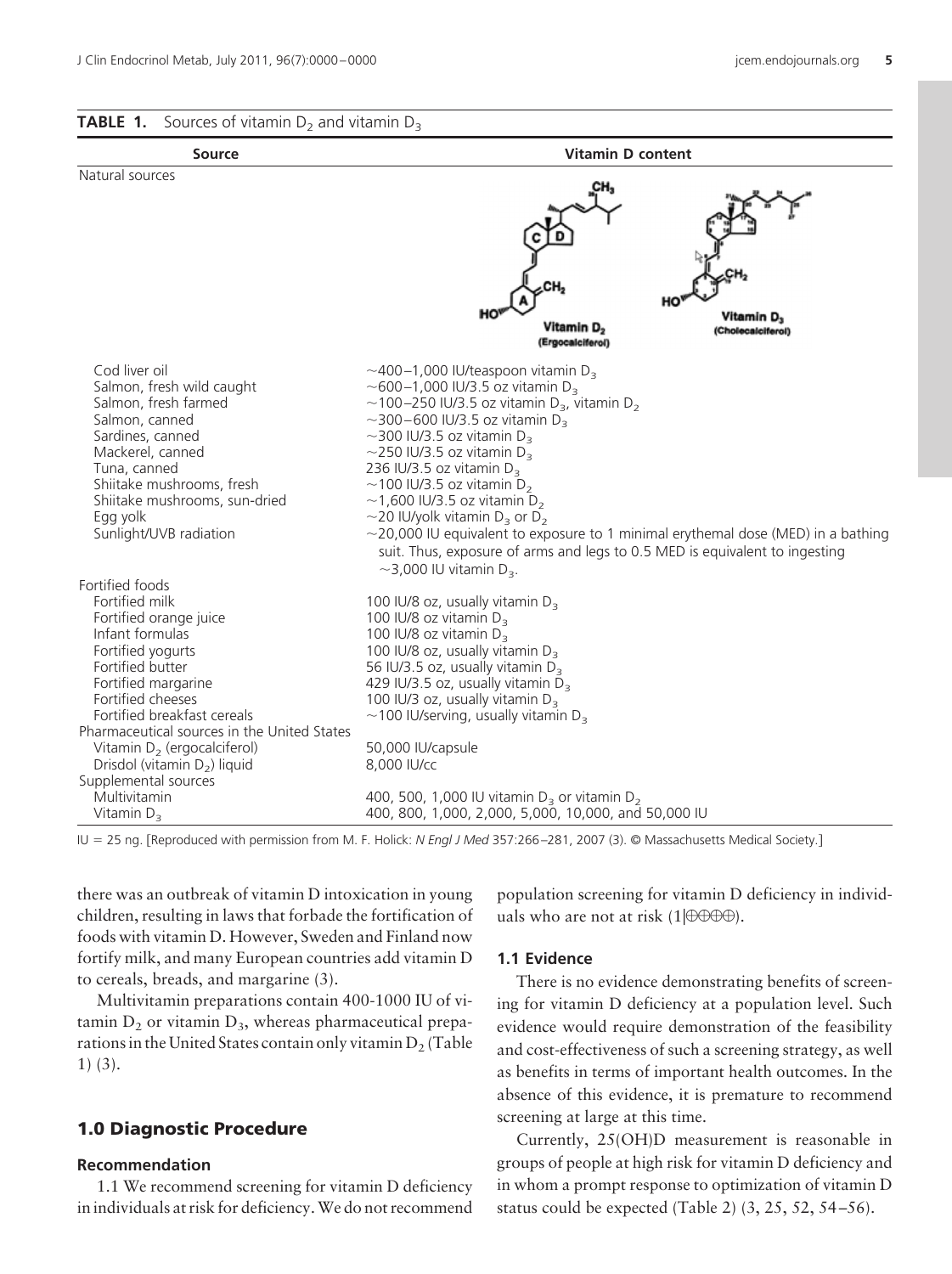**TABLE 1.** Sources of vitamin $D_2$ and vitamin $D_3$

| Source | Vitamin D content |
|---|---|
| Natural sources | |
| Cod liver oil | ~400–1,000 IU/teaspoon vitamin $D_3$ |
| Salmon, fresh wild caught | ~600–1,000 IU/3.5 oz vitamin $D_3$ |
| Salmon, fresh farmed | ~100–250 IU/3.5 oz vitamin $D_3$, vitamin $D_2$ |
| Salmon, canned | ~300–600 IU/3.5 oz vitamin $D_3$ |
| Sardines, canned | ~300 IU/3.5 oz vitamin $D_3$ |
| Mackerel, canned | ~250 IU/3.5 oz vitamin $D_3$ |
| Tuna, canned | 236 IU/3.5 oz vitamin $D_3$ |
| Shiitake mushrooms, fresh | ~100 IU/3.5 oz vitamin $D_2$ |
| Shiitake mushrooms, sun-dried | ~1,600 IU/3.5 oz vitamin $D_2$ |
| Egg yolk | ~20 IU/yolk vitamin $D_3$ or $D_2$ |
| Sunlight/UVB radiation | ~20,000 IU equivalent to exposure to 1 minimal erythemal dose (MED) in a bathing suit. Thus, exposure of arms and legs to 0.5 MED is equivalent to ingesting ~3,000 IU vitamin $D_3$. |
| Fortified foods | |
| Fortified milk | 100 IU/8 oz, usually vitamin $D_3$ |
| Fortified orange juice | 100 IU/8 oz vitamin $D_3$ |
| Infant formulas | 100 IU/8 oz vitamin $D_3$ |
| Fortified yogurts | 100 IU/8 oz, usually vitamin $D_3$ |
| Fortified butter | 56 IU/3.5 oz, usually vitamin $D_3$ |
| Fortified margarine | 429 IU/3.5 oz, usually vitamin $D_3$ |
| Fortified cheeses | 100 IU/3 oz, usually vitamin $D_3$ |
| Fortified breakfast cereals | ~100 IU/serving, usually vitamin $D_3$ |
| Pharmaceutical sources in the United States | |
| Vitamin $D_2$ (ergocalciferol) | 50,000 IU/capsule |
| Drisdol (vitamin $D_2$) liquid | 8,000 IU/cc |
| Supplemental sources | |
| Multivitamin | 400, 500, 1,000 IU vitamin $D_3$ or vitamin $D_2$ |
| Vitamin $D_3$ | 400, 800, 1,000, 2,000, 5,000, 10,000, and 50,000 IU |

IU = 25 ng. [Reproduced with permission from M. F. Holick: *N Engl J Med* 357:266–281, 2007 (3). © Massachusetts Medical Society.]

there was an outbreak of vitamin D intoxication in young children, resulting in laws that forbade the fortification of foods with vitamin D. However, Sweden and Finland now fortify milk, and many European countries add vitamin D to cereals, breads, and margarine (3).

Multivitamin preparations contain 400-1000 IU of vitamin $D_2$ or vitamin $D_3$, whereas pharmaceutical preparations in the United States contain only vitamin $D_2$ (Table 1) (3).

## 1.0 Diagnostic Procedure

### Recommendation

1.1 We recommend screening for vitamin D deficiency in individuals at risk for deficiency. We do not recommend population screening for vitamin D deficiency in individuals who are not at risk (1|⊕⊕⊕⊕).

### 1.1 Evidence

There is no evidence demonstrating benefits of screening for vitamin D deficiency at a population level. Such evidence would require demonstration of the feasibility and cost-effectiveness of such a screening strategy, as well as benefits in terms of important health outcomes. In the absence of this evidence, it is premature to recommend screening at large at this time.

Currently, 25(OH)D measurement is reasonable in groups of people at high risk for vitamin D deficiency and in whom a prompt response to optimization of vitamin D status could be expected (Table 2) (3, 25, 52, 54–56).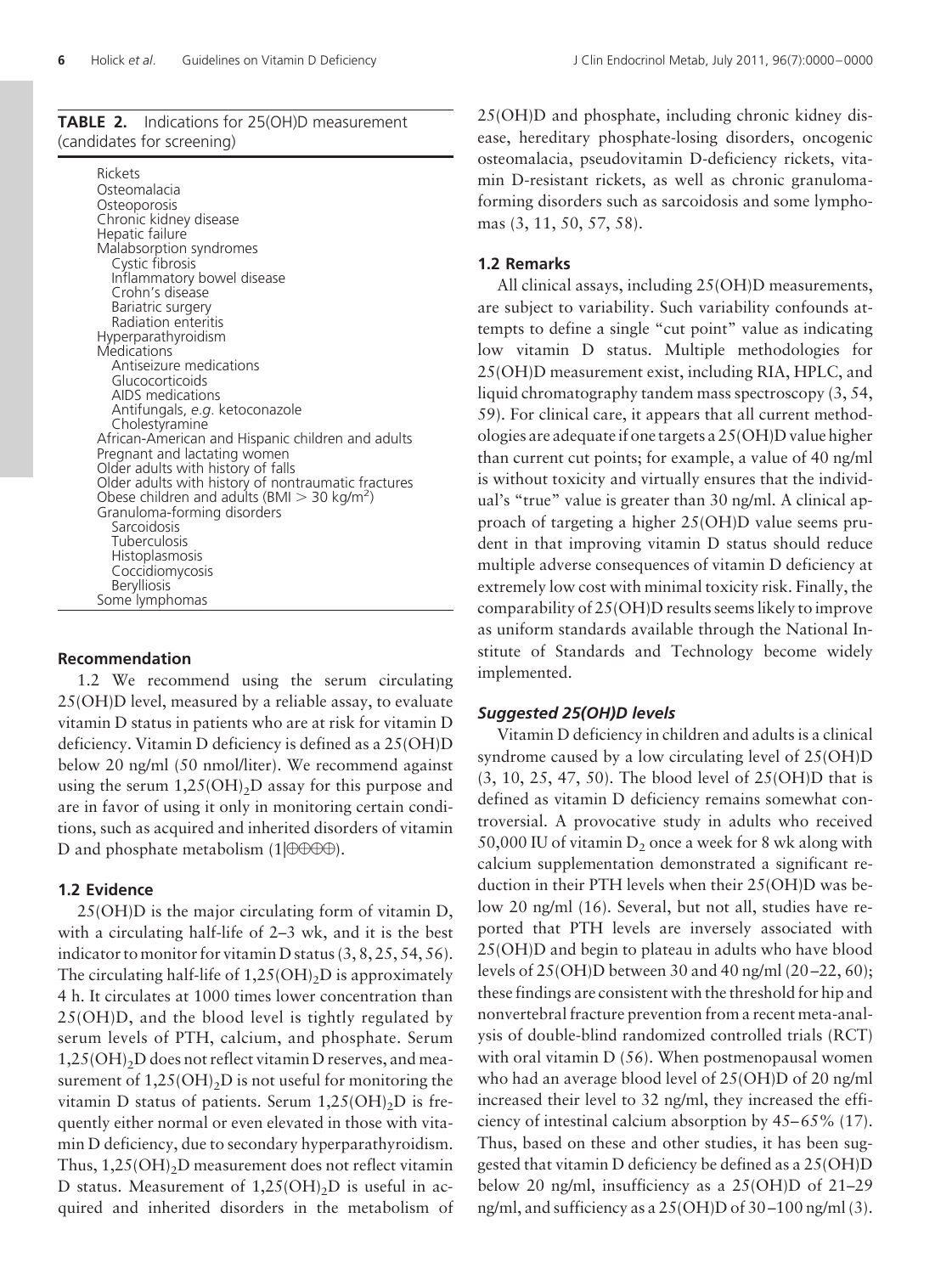**TABLE 2.** Indications for 25(OH)D measurement (candidates for screening)

| |
|---|
| Rickets |
| Osteomalacia |
| Osteoporosis |
| Chronic kidney disease |
| Hepatic failure |
| Malabsorption syndromes |
|   Cystic fibrosis |
|   Inflammatory bowel disease |
|   Crohn's disease |
|   Bariatric surgery |
|   Radiation enteritis |
| Hyperparathyroidism |
| Medications |
|   Antiseizure medications |
|   Glucocorticoids |
|   AIDS medications |
|   Antifungals, *e.g.* ketoconazole |
|   Cholestyramine |
| African-American and Hispanic children and adults |
| Pregnant and lactating women |
| Older adults with history of falls |
| Older adults with history of nontraumatic fractures |
| Obese children and adults (BMI > 30 kg/m$^2$) |
| Granuloma-forming disorders |
|   Sarcoidosis |
|   Tuberculosis |
|   Histoplasmosis |
|   Coccidiomycosis |
|   Berylliosis |
| Some lymphomas |

### Recommendation

1.2 We recommend using the serum circulating 25(OH)D level, measured by a reliable assay, to evaluate vitamin D status in patients who are at risk for vitamin D deficiency. Vitamin D deficiency is defined as a 25(OH)D below 20 ng/ml (50 nmol/liter). We recommend against using the serum $1,25(OH)_2D$ assay for this purpose and are in favor of using it only in monitoring certain conditions, such as acquired and inherited disorders of vitamin D and phosphate metabolism (1|⊕⊕⊕⊕).

### 1.2 Evidence

25(OH)D is the major circulating form of vitamin D, with a circulating half-life of 2–3 wk, and it is the best indicator to monitor for vitamin D status (3, 8, 25, 54, 56). The circulating half-life of $1,25(OH)_2D$ is approximately 4 h. It circulates at 1000 times lower concentration than 25(OH)D, and the blood level is tightly regulated by serum levels of PTH, calcium, and phosphate. Serum $1,25(OH)_2D$ does not reflect vitamin D reserves, and measurement of $1,25(OH)_2D$ is not useful for monitoring the vitamin D status of patients. Serum $1,25(OH)_2D$ is frequently either normal or even elevated in those with vitamin D deficiency, due to secondary hyperparathyroidism. Thus, $1,25(OH)_2D$ measurement does not reflect vitamin D status. Measurement of $1,25(OH)_2D$ is useful in acquired and inherited disorders in the metabolism of 25(OH)D and phosphate, including chronic kidney disease, hereditary phosphate-losing disorders, oncogenic osteomalacia, pseudovitamin D-deficiency rickets, vitamin D-resistant rickets, as well as chronic granuloma-forming disorders such as sarcoidosis and some lymphomas (3, 11, 50, 57, 58).

### 1.2 Remarks

All clinical assays, including 25(OH)D measurements, are subject to variability. Such variability confounds attempts to define a single "cut point" value as indicating low vitamin D status. Multiple methodologies for 25(OH)D measurement exist, including RIA, HPLC, and liquid chromatography tandem mass spectroscopy (3, 54, 59). For clinical care, it appears that all current methodologies are adequate if one targets a 25(OH)D value higher than current cut points; for example, a value of 40 ng/ml is without toxicity and virtually ensures that the individual's "true" value is greater than 30 ng/ml. A clinical approach of targeting a higher 25(OH)D value seems prudent in that improving vitamin D status should reduce multiple adverse consequences of vitamin D deficiency at extremely low cost with minimal toxicity risk. Finally, the comparability of 25(OH)D results seems likely to improve as uniform standards available through the National Institute of Standards and Technology become widely implemented.

### *Suggested 25(OH)D levels*

Vitamin D deficiency in children and adults is a clinical syndrome caused by a low circulating level of 25(OH)D (3, 10, 25, 47, 50). The blood level of 25(OH)D that is defined as vitamin D deficiency remains somewhat controversial. A provocative study in adults who received 50,000 IU of vitamin $D_2$ once a week for 8 wk along with calcium supplementation demonstrated a significant reduction in their PTH levels when their 25(OH)D was below 20 ng/ml (16). Several, but not all, studies have reported that PTH levels are inversely associated with 25(OH)D and begin to plateau in adults who have blood levels of 25(OH)D between 30 and 40 ng/ml (20–22, 60); these findings are consistent with the threshold for hip and nonvertebral fracture prevention from a recent meta-analysis of double-blind randomized controlled trials (RCT) with oral vitamin D (56). When postmenopausal women who had an average blood level of 25(OH)D of 20 ng/ml increased their level to 32 ng/ml, they increased the efficiency of intestinal calcium absorption by 45–65% (17). Thus, based on these and other studies, it has been suggested that vitamin D deficiency be defined as a 25(OH)D below 20 ng/ml, insufficiency as a 25(OH)D of 21–29 ng/ml, and sufficiency as a 25(OH)D of 30–100 ng/ml (3).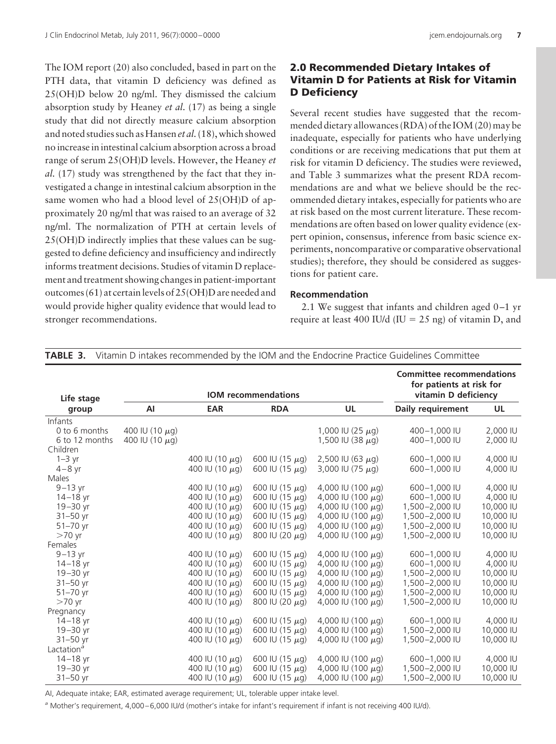The IOM report (20) also concluded, based in part on the PTH data, that vitamin D deficiency was defined as 25(OH)D below 20 ng/ml. They dismissed the calcium absorption study by Heaney *et al.* (17) as being a single study that did not directly measure calcium absorption and noted studies such as Hansen *et al.* (18), which showed no increase in intestinal calcium absorption across a broad range of serum 25(OH)D levels. However, the Heaney *et al.* (17) study was strengthened by the fact that they investigated a change in intestinal calcium absorption in the same women who had a blood level of 25(OH)D of approximately 20 ng/ml that was raised to an average of 32 ng/ml. The normalization of PTH at certain levels of 25(OH)D indirectly implies that these values can be suggested to define deficiency and insufficiency and indirectly informs treatment decisions. Studies of vitamin D replacement and treatment showing changes in patient-important outcomes (61) at certain levels of 25(OH)D are needed and would provide higher quality evidence that would lead to stronger recommendations.

## 2.0 Recommended Dietary Intakes of Vitamin D for Patients at Risk for Vitamin D Deficiency

Several recent studies have suggested that the recommended dietary allowances (RDA) of the IOM (20) may be inadequate, especially for patients who have underlying conditions or are receiving medications that put them at risk for vitamin D deficiency. The studies were reviewed, and Table 3 summarizes what the present RDA recommendations are and what we believe should be the recommended dietary intakes, especially for patients who are at risk based on the most current literature. These recommendations are often based on lower quality evidence (expert opinion, consensus, inference from basic science experiments, noncomparative or comparative observational studies); therefore, they should be considered as suggestions for patient care.

### Recommendation

2.1 We suggest that infants and children aged 0–1 yr require at least 400 IU/d (IU = 25 ng) of vitamin D, and

**TABLE 3.** Vitamin D intakes recommended by the IOM and the Endocrine Practice Guidelines Committee

| Life stage group | IOM recommendations | | | | Committee recommendations for patients at risk for vitamin D deficiency | |
|---|---|---|---|---|---|---|
| | AI | EAR | RDA | UL | Daily requirement | UL |
| Infants | | | | | | |
| 0 to 6 months | 400 IU (10 μg) | | | 1,000 IU (25 μg) | 400–1,000 IU | 2,000 IU |
| 6 to 12 months | 400 IU (10 μg) | | | 1,500 IU (38 μg) | 400–1,000 IU | 2,000 IU |
| Children | | | | | | |
| 1–3 yr | | 400 IU (10 μg) | 600 IU (15 μg) | 2,500 IU (63 μg) | 600–1,000 IU | 4,000 IU |
| 4–8 yr | | 400 IU (10 μg) | 600 IU (15 μg) | 3,000 IU (75 μg) | 600–1,000 IU | 4,000 IU |
| Males | | | | | | |
| 9–13 yr | | 400 IU (10 μg) | 600 IU (15 μg) | 4,000 IU (100 μg) | 600–1,000 IU | 4,000 IU |
| 14–18 yr | | 400 IU (10 μg) | 600 IU (15 μg) | 4,000 IU (100 μg) | 600–1,000 IU | 4,000 IU |
| 19–30 yr | | 400 IU (10 μg) | 600 IU (15 μg) | 4,000 IU (100 μg) | 1,500–2,000 IU | 10,000 IU |
| 31–50 yr | | 400 IU (10 μg) | 600 IU (15 μg) | 4,000 IU (100 μg) | 1,500–2,000 IU | 10,000 IU |
| 51–70 yr | | 400 IU (10 μg) | 600 IU (15 μg) | 4,000 IU (100 μg) | 1,500–2,000 IU | 10,000 IU |
| >70 yr | | 400 IU (10 μg) | 800 IU (20 μg) | 4,000 IU (100 μg) | 1,500–2,000 IU | 10,000 IU |
| Females | | | | | | |
| 9–13 yr | | 400 IU (10 μg) | 600 IU (15 μg) | 4,000 IU (100 μg) | 600–1,000 IU | 4,000 IU |
| 14–18 yr | | 400 IU (10 μg) | 600 IU (15 μg) | 4,000 IU (100 μg) | 600–1,000 IU | 4,000 IU |
| 19–30 yr | | 400 IU (10 μg) | 600 IU (15 μg) | 4,000 IU (100 μg) | 1,500–2,000 IU | 10,000 IU |
| 31–50 yr | | 400 IU (10 μg) | 600 IU (15 μg) | 4,000 IU (100 μg) | 1,500–2,000 IU | 10,000 IU |
| 51–70 yr | | 400 IU (10 μg) | 600 IU (15 μg) | 4,000 IU (100 μg) | 1,500–2,000 IU | 10,000 IU |
| >70 yr | | 400 IU (10 μg) | 800 IU (20 μg) | 4,000 IU (100 μg) | 1,500–2,000 IU | 10,000 IU |
| Pregnancy | | | | | | |
| 14–18 yr | | 400 IU (10 μg) | 600 IU (15 μg) | 4,000 IU (100 μg) | 600–1,000 IU | 4,000 IU |
| 19–30 yr | | 400 IU (10 μg) | 600 IU (15 μg) | 4,000 IU (100 μg) | 1,500–2,000 IU | 10,000 IU |
| 31–50 yr | | 400 IU (10 μg) | 600 IU (15 μg) | 4,000 IU (100 μg) | 1,500–2,000 IU | 10,000 IU |
| Lactation[a] | | | | | | |
| 14–18 yr | | 400 IU (10 μg) | 600 IU (15 μg) | 4,000 IU (100 μg) | 600–1,000 IU | 4,000 IU |
| 19–30 yr | | 400 IU (10 μg) | 600 IU (15 μg) | 4,000 IU (100 μg) | 1,500–2,000 IU | 10,000 IU |
| 31–50 yr | | 400 IU (10 μg) | 600 IU (15 μg) | 4,000 IU (100 μg) | 1,500–2,000 IU | 10,000 IU |

AI, Adequate intake; EAR, estimated average requirement; UL, tolerable upper intake level.

[a] Mother's requirement, 4,000–6,000 IU/d (mother's intake for infant's requirement if infant is not receiving 400 IU/d).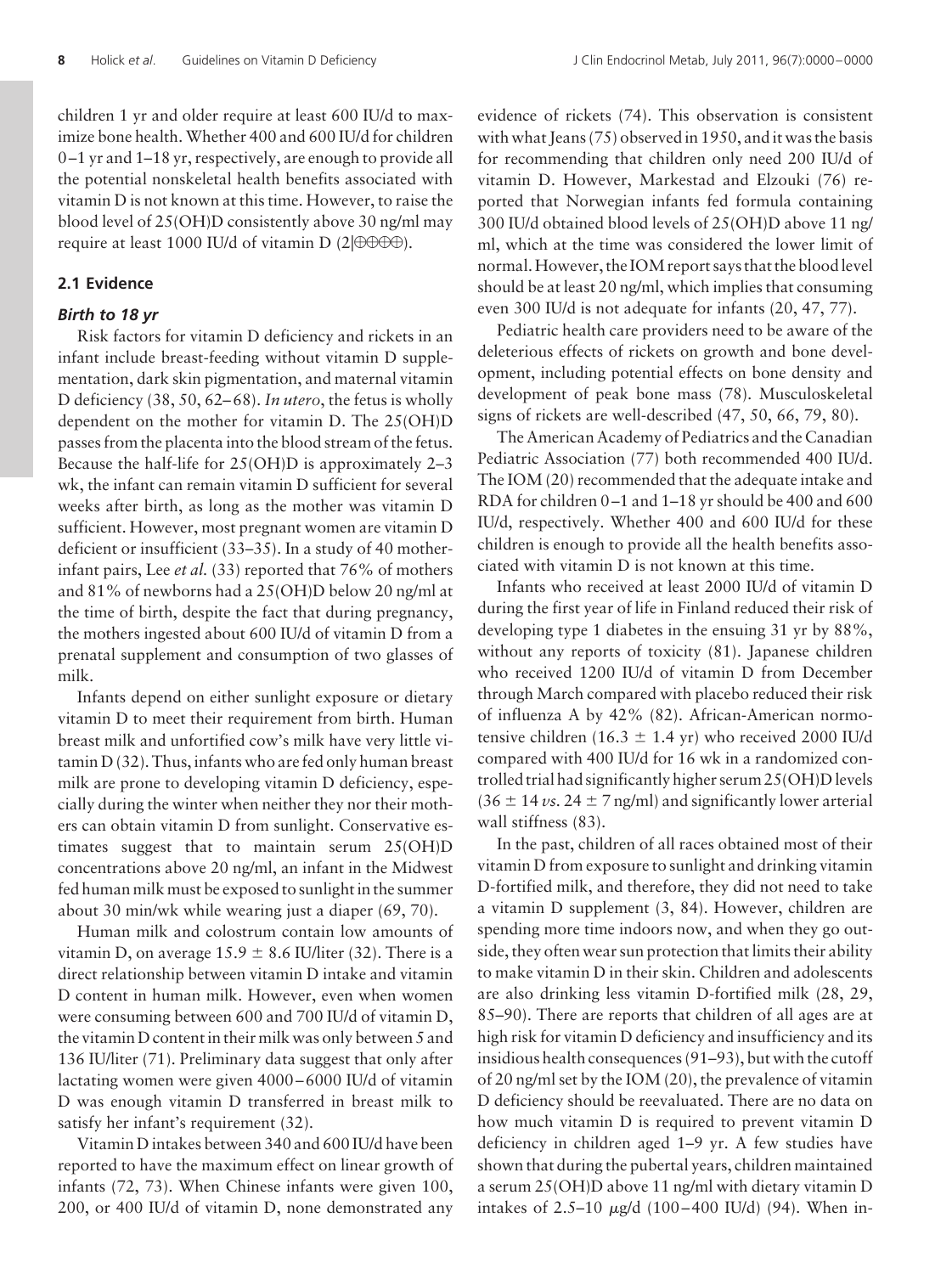children 1 yr and older require at least 600 IU/d to maximize bone health. Whether 400 and 600 IU/d for children 0–1 yr and 1–18 yr, respectively, are enough to provide all the potential nonskeletal health benefits associated with vitamin D is not known at this time. However, to raise the blood level of 25(OH)D consistently above 30 ng/ml may require at least 1000 IU/d of vitamin D (2|⊕⊕⊕⊕).

## 2.1 Evidence

### *Birth to 18 yr*

Risk factors for vitamin D deficiency and rickets in an infant include breast-feeding without vitamin D supplementation, dark skin pigmentation, and maternal vitamin D deficiency (38, 50, 62–68). *In utero*, the fetus is wholly dependent on the mother for vitamin D. The 25(OH)D passes from the placenta into the blood stream of the fetus. Because the half-life for 25(OH)D is approximately 2–3 wk, the infant can remain vitamin D sufficient for several weeks after birth, as long as the mother was vitamin D sufficient. However, most pregnant women are vitamin D deficient or insufficient (33–35). In a study of 40 mother-infant pairs, Lee *et al.* (33) reported that 76% of mothers and 81% of newborns had a 25(OH)D below 20 ng/ml at the time of birth, despite the fact that during pregnancy, the mothers ingested about 600 IU/d of vitamin D from a prenatal supplement and consumption of two glasses of milk.

Infants depend on either sunlight exposure or dietary vitamin D to meet their requirement from birth. Human breast milk and unfortified cow's milk have very little vitamin D (32). Thus, infants who are fed only human breast milk are prone to developing vitamin D deficiency, especially during the winter when neither they nor their mothers can obtain vitamin D from sunlight. Conservative estimates suggest that to maintain serum 25(OH)D concentrations above 20 ng/ml, an infant in the Midwest fed human milk must be exposed to sunlight in the summer about 30 min/wk while wearing just a diaper (69, 70).

Human milk and colostrum contain low amounts of vitamin D, on average 15.9 ± 8.6 IU/liter (32). There is a direct relationship between vitamin D intake and vitamin D content in human milk. However, even when women were consuming between 600 and 700 IU/d of vitamin D, the vitamin D content in their milk was only between 5 and 136 IU/liter (71). Preliminary data suggest that only after lactating women were given 4000–6000 IU/d of vitamin D was enough vitamin D transferred in breast milk to satisfy her infant's requirement (32).

Vitamin D intakes between 340 and 600 IU/d have been reported to have the maximum effect on linear growth of infants (72, 73). When Chinese infants were given 100, 200, or 400 IU/d of vitamin D, none demonstrated any evidence of rickets (74). This observation is consistent with what Jeans (75) observed in 1950, and it was the basis for recommending that children only need 200 IU/d of vitamin D. However, Markestad and Elzouki (76) reported that Norwegian infants fed formula containing 300 IU/d obtained blood levels of 25(OH)D above 11 ng/ml, which at the time was considered the lower limit of normal. However, the IOM report says that the blood level should be at least 20 ng/ml, which implies that consuming even 300 IU/d is not adequate for infants (20, 47, 77).

Pediatric health care providers need to be aware of the deleterious effects of rickets on growth and bone development, including potential effects on bone density and development of peak bone mass (78). Musculoskeletal signs of rickets are well-described (47, 50, 66, 79, 80).

The American Academy of Pediatrics and the Canadian Pediatric Association (77) both recommended 400 IU/d. The IOM (20) recommended that the adequate intake and RDA for children 0–1 and 1–18 yr should be 400 and 600 IU/d, respectively. Whether 400 and 600 IU/d for these children is enough to provide all the health benefits associated with vitamin D is not known at this time.

Infants who received at least 2000 IU/d of vitamin D during the first year of life in Finland reduced their risk of developing type 1 diabetes in the ensuing 31 yr by 88%, without any reports of toxicity (81). Japanese children who received 1200 IU/d of vitamin D from December through March compared with placebo reduced their risk of influenza A by 42% (82). African-American normotensive children (16.3 ± 1.4 yr) who received 2000 IU/d compared with 400 IU/d for 16 wk in a randomized controlled trial had significantly higher serum 25(OH)D levels (36 ± 14 *vs.* 24 ± 7 ng/ml) and significantly lower arterial wall stiffness (83).

In the past, children of all races obtained most of their vitamin D from exposure to sunlight and drinking vitamin D-fortified milk, and therefore, they did not need to take a vitamin D supplement (3, 84). However, children are spending more time indoors now, and when they go outside, they often wear sun protection that limits their ability to make vitamin D in their skin. Children and adolescents are also drinking less vitamin D-fortified milk (28, 29, 85–90). There are reports that children of all ages are at high risk for vitamin D deficiency and insufficiency and its insidious health consequences (91–93), but with the cutoff of 20 ng/ml set by the IOM (20), the prevalence of vitamin D deficiency should be reevaluated. There are no data on how much vitamin D is required to prevent vitamin D deficiency in children aged 1–9 yr. A few studies have shown that during the pubertal years, children maintained a serum 25(OH)D above 11 ng/ml with dietary vitamin D intakes of 2.5–10 $\mu$g/d (100–400 IU/d) (94). When in-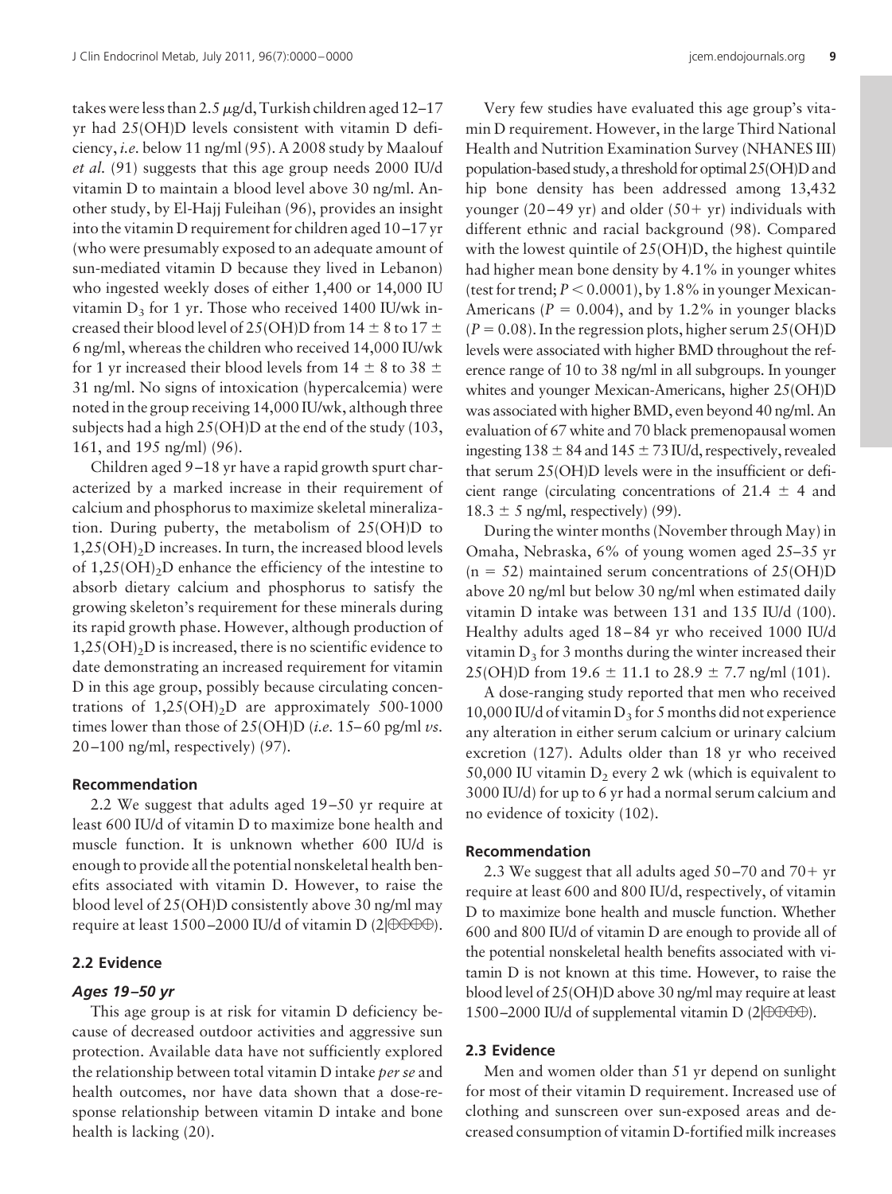takes were less than 2.5 μg/d, Turkish children aged 12–17 yr had 25(OH)D levels consistent with vitamin D deficiency, *i.e.* below 11 ng/ml (95). A 2008 study by Maalouf *et al.* (91) suggests that this age group needs 2000 IU/d vitamin D to maintain a blood level above 30 ng/ml. Another study, by El-Hajj Fuleihan (96), provides an insight into the vitamin D requirement for children aged 10–17 yr (who were presumably exposed to an adequate amount of sun-mediated vitamin D because they lived in Lebanon) who ingested weekly doses of either 1,400 or 14,000 IU vitamin $D_3$ for 1 yr. Those who received 1400 IU/wk increased their blood level of 25(OH)D from 14 ± 8 to 17 ± 6 ng/ml, whereas the children who received 14,000 IU/wk for 1 yr increased their blood levels from 14 ± 8 to 38 ± 31 ng/ml. No signs of intoxication (hypercalcemia) were noted in the group receiving 14,000 IU/wk, although three subjects had a high 25(OH)D at the end of the study (103, 161, and 195 ng/ml) (96).

Children aged 9–18 yr have a rapid growth spurt characterized by a marked increase in their requirement of calcium and phosphorus to maximize skeletal mineralization. During puberty, the metabolism of 25(OH)D to $1,25(OH)_2D$ increases. In turn, the increased blood levels of $1,25(OH)_2D$ enhance the efficiency of the intestine to absorb dietary calcium and phosphorus to satisfy the growing skeleton's requirement for these minerals during its rapid growth phase. However, although production of $1,25(OH)_2D$ is increased, there is no scientific evidence to date demonstrating an increased requirement for vitamin D in this age group, possibly because circulating concentrations of $1,25(OH)_2D$ are approximately 500-1000 times lower than those of 25(OH)D (*i.e.* 15–60 pg/ml *vs.* 20–100 ng/ml, respectively) (97).

### Recommendation

2.2 We suggest that adults aged 19–50 yr require at least 600 IU/d of vitamin D to maximize bone health and muscle function. It is unknown whether 600 IU/d is enough to provide all the potential nonskeletal health benefits associated with vitamin D. However, to raise the blood level of 25(OH)D consistently above 30 ng/ml may require at least 1500–2000 IU/d of vitamin D (2|⊕⊕⊕⊕).

### 2.2 Evidence

#### *Ages 19–50 yr*

This age group is at risk for vitamin D deficiency because of decreased outdoor activities and aggressive sun protection. Available data have not sufficiently explored the relationship between total vitamin D intake *per se* and health outcomes, nor have data shown that a dose-response relationship between vitamin D intake and bone health is lacking (20).

Very few studies have evaluated this age group's vitamin D requirement. However, in the large Third National Health and Nutrition Examination Survey (NHANES III) population-based study, a threshold for optimal 25(OH)D and hip bone density has been addressed among 13,432 younger (20–49 yr) and older (50+ yr) individuals with different ethnic and racial background (98). Compared with the lowest quintile of 25(OH)D, the highest quintile had higher mean bone density by 4.1% in younger whites (test for trend; $P < 0.0001$), by 1.8% in younger Mexican-Americans ($P = 0.004$), and by 1.2% in younger blacks ($P = 0.08$). In the regression plots, higher serum 25(OH)D levels were associated with higher BMD throughout the reference range of 10 to 38 ng/ml in all subgroups. In younger whites and younger Mexican-Americans, higher 25(OH)D was associated with higher BMD, even beyond 40 ng/ml. An evaluation of 67 white and 70 black premenopausal women ingesting 138 ± 84 and 145 ± 73 IU/d, respectively, revealed that serum 25(OH)D levels were in the insufficient or deficient range (circulating concentrations of 21.4 ± 4 and 18.3 ± 5 ng/ml, respectively) (99).

During the winter months (November through May) in Omaha, Nebraska, 6% of young women aged 25–35 yr (n = 52) maintained serum concentrations of 25(OH)D above 20 ng/ml but below 30 ng/ml when estimated daily vitamin D intake was between 131 and 135 IU/d (100). Healthy adults aged 18–84 yr who received 1000 IU/d vitamin $D_3$ for 3 months during the winter increased their 25(OH)D from 19.6 ± 11.1 to 28.9 ± 7.7 ng/ml (101).

A dose-ranging study reported that men who received 10,000 IU/d of vitamin $D_3$ for 5 months did not experience any alteration in either serum calcium or urinary calcium excretion (127). Adults older than 18 yr who received 50,000 IU vitamin $D_2$ every 2 wk (which is equivalent to 3000 IU/d) for up to 6 yr had a normal serum calcium and no evidence of toxicity (102).

### Recommendation

2.3 We suggest that all adults aged 50–70 and 70+ yr require at least 600 and 800 IU/d, respectively, of vitamin D to maximize bone health and muscle function. Whether 600 and 800 IU/d of vitamin D are enough to provide all of the potential nonskeletal health benefits associated with vitamin D is not known at this time. However, to raise the blood level of 25(OH)D above 30 ng/ml may require at least 1500–2000 IU/d of supplemental vitamin D (2|⊕⊕⊕⊕).

### 2.3 Evidence

Men and women older than 51 yr depend on sunlight for most of their vitamin D requirement. Increased use of clothing and sunscreen over sun-exposed areas and decreased consumption of vitamin D-fortified milk increases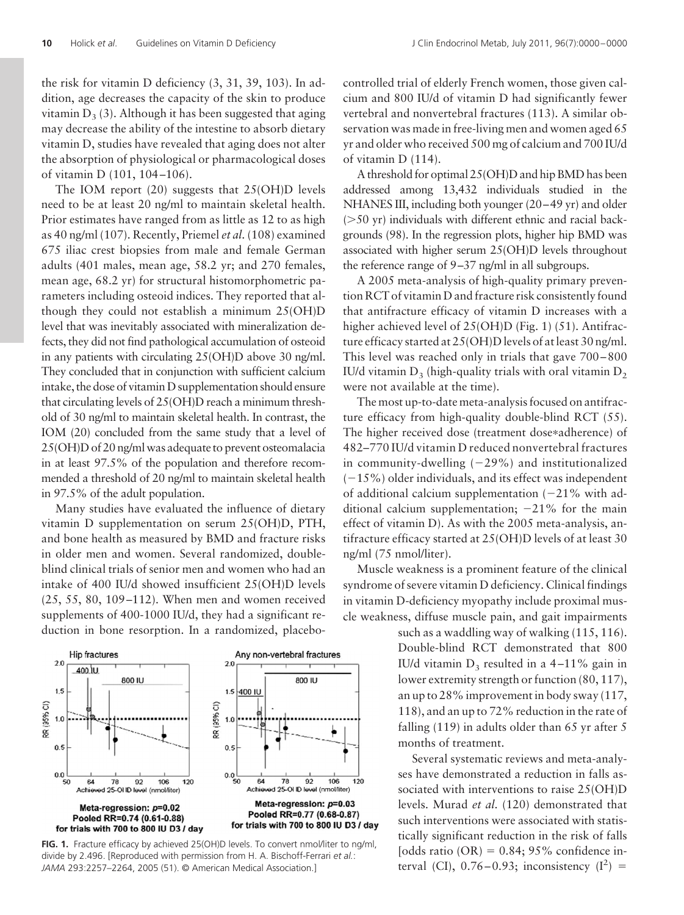the risk for vitamin D deficiency (3, 31, 39, 103). In addition, age decreases the capacity of the skin to produce vitamin $D_3$ (3). Although it has been suggested that aging may decrease the ability of the intestine to absorb dietary vitamin D, studies have revealed that aging does not alter the absorption of physiological or pharmacological doses of vitamin D (101, 104–106).

The IOM report (20) suggests that 25(OH)D levels need to be at least 20 ng/ml to maintain skeletal health. Prior estimates have ranged from as little as 12 to as high as 40 ng/ml (107). Recently, Priemel *et al.* (108) examined 675 iliac crest biopsies from male and female German adults (401 males, mean age, 58.2 yr; and 270 females, mean age, 68.2 yr) for structural histomorphometric parameters including osteoid indices. They reported that although they could not establish a minimum 25(OH)D level that was inevitably associated with mineralization defects, they did not find pathological accumulation of osteoid in any patients with circulating 25(OH)D above 30 ng/ml. They concluded that in conjunction with sufficient calcium intake, the dose of vitamin D supplementation should ensure that circulating levels of 25(OH)D reach a minimum threshold of 30 ng/ml to maintain skeletal health. In contrast, the IOM (20) concluded from the same study that a level of 25(OH)D of 20 ng/ml was adequate to prevent osteomalacia in at least 97.5% of the population and therefore recommended a threshold of 20 ng/ml to maintain skeletal health in 97.5% of the adult population.

Many studies have evaluated the influence of dietary vitamin D supplementation on serum 25(OH)D, PTH, and bone health as measured by BMD and fracture risks in older men and women. Several randomized, double-blind clinical trials of senior men and women who had an intake of 400 IU/d showed insufficient 25(OH)D levels (25, 55, 80, 109–112). When men and women received supplements of 400-1000 IU/d, they had a significant reduction in bone resorption. In a randomized, placebo-controlled trial of elderly French women, those given calcium and 800 IU/d of vitamin D had significantly fewer vertebral and nonvertebral fractures (113). A similar observation was made in free-living men and women aged 65 yr and older who received 500 mg of calcium and 700 IU/d of vitamin D (114).

A threshold for optimal 25(OH)D and hip BMD has been addressed among 13,432 individuals studied in the NHANES III, including both younger (20–49 yr) and older (>50 yr) individuals with different ethnic and racial backgrounds (98). In the regression plots, higher hip BMD was associated with higher serum 25(OH)D levels throughout the reference range of 9–37 ng/ml in all subgroups.

A 2005 meta-analysis of high-quality primary prevention RCT of vitamin D and fracture risk consistently found that antifracture efficacy of vitamin D increases with a higher achieved level of 25(OH)D (Fig. 1) (51). Antifracture efficacy started at 25(OH)D levels of at least 30 ng/ml. This level was reached only in trials that gave 700–800 IU/d vitamin $D_3$ (high-quality trials with oral vitamin $D_2$ were not available at the time).

The most up-to-date meta-analysis focused on antifracture efficacy from high-quality double-blind RCT (55). The higher received dose (treatment dose*adherence) of 482–770 IU/d vitamin D reduced nonvertebral fractures in community-dwelling (−29%) and institutionalized (−15%) older individuals, and its effect was independent of additional calcium supplementation (−21% with additional calcium supplementation; −21% for the main effect of vitamin D). As with the 2005 meta-analysis, antifracture efficacy started at 25(OH)D levels of at least 30 ng/ml (75 nmol/liter).

Muscle weakness is a prominent feature of the clinical syndrome of severe vitamin D deficiency. Clinical findings in vitamin D-deficiency myopathy include proximal muscle weakness, diffuse muscle pain, and gait impairments such as a waddling way of walking (115, 116). Double-blind RCT demonstrated that 800 IU/d vitamin $D_3$ resulted in a 4–11% gain in lower extremity strength or function (80, 117), an up to 28% improvement in body sway (117, 118), and an up to 72% reduction in the rate of falling (119) in adults older than 65 yr after 5 months of treatment.

Several systematic reviews and meta-analyses have demonstrated a reduction in falls associated with interventions to raise 25(OH)D levels. Murad *et al.* (120) demonstrated that such interventions were associated with statistically significant reduction in the risk of falls [odds ratio (OR) = 0.84; 95% confidence interval (CI), 0.76–0.93; inconsistency ($I^2$) =

**FIG. 1.** Fracture efficacy by achieved 25(OH)D levels. To convert nmol/liter to ng/ml, divide by 2.496. [Reproduced with permission from H. A. Bischoff-Ferrari *et al.*: *JAMA* 293:2257–2264, 2005 (51). © American Medical Association.]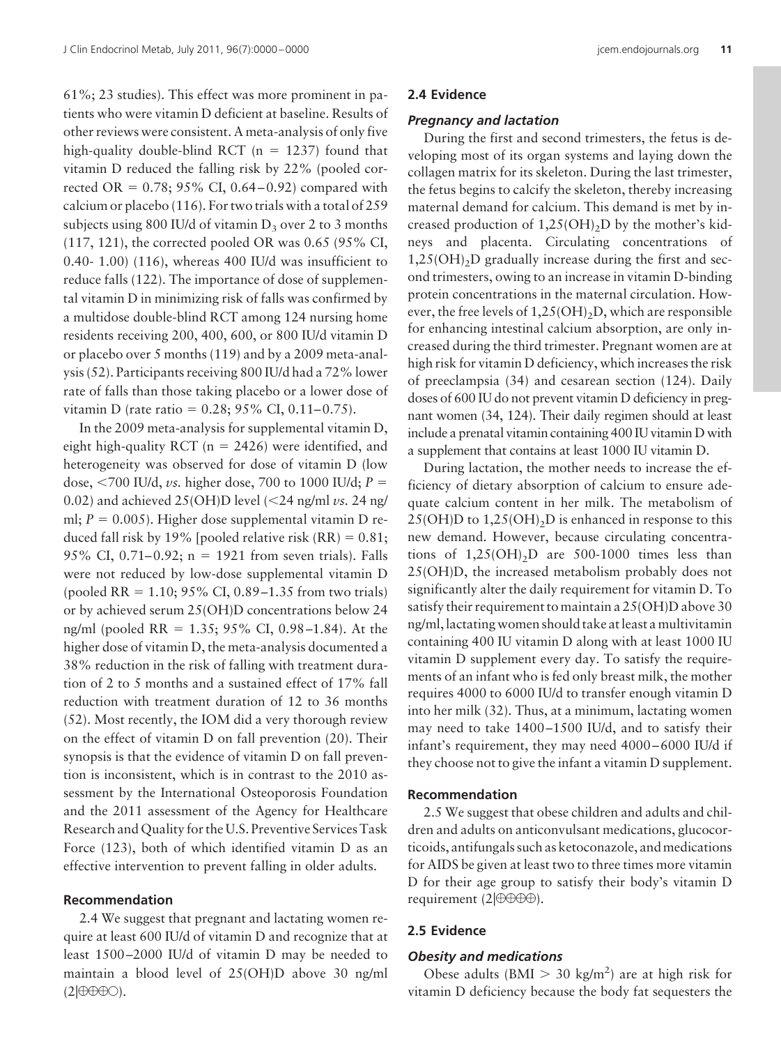61%; 23 studies). This effect was more prominent in patients who were vitamin D deficient at baseline. Results of other reviews were consistent. A meta-analysis of only five high-quality double-blind RCT (n = 1237) found that vitamin D reduced the falling risk by 22% (pooled corrected OR = 0.78; 95% CI, 0.64–0.92) compared with calcium or placebo (116). For two trials with a total of 259 subjects using 800 IU/d of vitamin $D_3$ over 2 to 3 months (117, 121), the corrected pooled OR was 0.65 (95% CI, 0.40- 1.00) (116), whereas 400 IU/d was insufficient to reduce falls (122). The importance of dose of supplemental vitamin D in minimizing risk of falls was confirmed by a multidose double-blind RCT among 124 nursing home residents receiving 200, 400, 600, or 800 IU/d vitamin D or placebo over 5 months (119) and by a 2009 meta-analysis (52). Participants receiving 800 IU/d had a 72% lower rate of falls than those taking placebo or a lower dose of vitamin D (rate ratio = 0.28; 95% CI, 0.11–0.75).

In the 2009 meta-analysis for supplemental vitamin D, eight high-quality RCT (n = 2426) were identified, and heterogeneity was observed for dose of vitamin D (low dose, <700 IU/d, *vs.* higher dose, 700 to 1000 IU/d; $P = 0.02$) and achieved 25(OH)D level (<24 ng/ml *vs.* 24 ng/ml; $P = 0.005$). Higher dose supplemental vitamin D reduced fall risk by 19% [pooled relative risk (RR) = 0.81; 95% CI, 0.71–0.92; n = 1921 from seven trials). Falls were not reduced by low-dose supplemental vitamin D (pooled RR = 1.10; 95% CI, 0.89–1.35 from two trials) or by achieved serum 25(OH)D concentrations below 24 ng/ml (pooled RR = 1.35; 95% CI, 0.98–1.84). At the higher dose of vitamin D, the meta-analysis documented a 38% reduction in the risk of falling with treatment duration of 2 to 5 months and a sustained effect of 17% fall reduction with treatment duration of 12 to 36 months (52). Most recently, the IOM did a very thorough review on the effect of vitamin D on fall prevention (20). Their synopsis is that the evidence of vitamin D on fall prevention is inconsistent, which is in contrast to the 2010 assessment by the International Osteoporosis Foundation and the 2011 assessment of the Agency for Healthcare Research and Quality for the U.S. Preventive Services Task Force (123), both of which identified vitamin D as an effective intervention to prevent falling in older adults.

### Recommendation

2.4 We suggest that pregnant and lactating women require at least 600 IU/d of vitamin D and recognize that at least 1500–2000 IU/d of vitamin D may be needed to maintain a blood level of 25(OH)D above 30 ng/ml (2|⊕⊕⊕○).

### 2.4 Evidence

#### *Pregnancy and lactation*

During the first and second trimesters, the fetus is developing most of its organ systems and laying down the collagen matrix for its skeleton. During the last trimester, the fetus begins to calcify the skeleton, thereby increasing maternal demand for calcium. This demand is met by increased production of $1,25(OH)_2D$ by the mother's kidneys and placenta. Circulating concentrations of $1,25(OH)_2D$ gradually increase during the first and second trimesters, owing to an increase in vitamin D-binding protein concentrations in the maternal circulation. However, the free levels of $1,25(OH)_2D$, which are responsible for enhancing intestinal calcium absorption, are only increased during the third trimester. Pregnant women are at high risk for vitamin D deficiency, which increases the risk of preeclampsia (34) and cesarean section (124). Daily doses of 600 IU do not prevent vitamin D deficiency in pregnant women (34, 124). Their daily regimen should at least include a prenatal vitamin containing 400 IU vitamin D with a supplement that contains at least 1000 IU vitamin D.

During lactation, the mother needs to increase the efficiency of dietary absorption of calcium to ensure adequate calcium content in her milk. The metabolism of 25(OH)D to $1,25(OH)_2D$ is enhanced in response to this new demand. However, because circulating concentrations of $1,25(OH)_2D$ are 500-1000 times less than 25(OH)D, the increased metabolism probably does not significantly alter the daily requirement for vitamin D. To satisfy their requirement to maintain a 25(OH)D above 30 ng/ml, lactating women should take at least a multivitamin containing 400 IU vitamin D along with at least 1000 IU vitamin D supplement every day. To satisfy the requirements of an infant who is fed only breast milk, the mother requires 4000 to 6000 IU/d to transfer enough vitamin D into her milk (32). Thus, at a minimum, lactating women may need to take 1400–1500 IU/d, and to satisfy their infant's requirement, they may need 4000–6000 IU/d if they choose not to give the infant a vitamin D supplement.

### Recommendation

2.5 We suggest that obese children and adults and children and adults on anticonvulsant medications, glucocorticoids, antifungals such as ketoconazole, and medications for AIDS be given at least two to three times more vitamin D for their age group to satisfy their body's vitamin D requirement (2|⊕⊕⊕⊕).

### 2.5 Evidence

#### *Obesity and medications*

Obese adults (BMI > 30 kg/m$^2$) are at high risk for vitamin D deficiency because the body fat sequesters the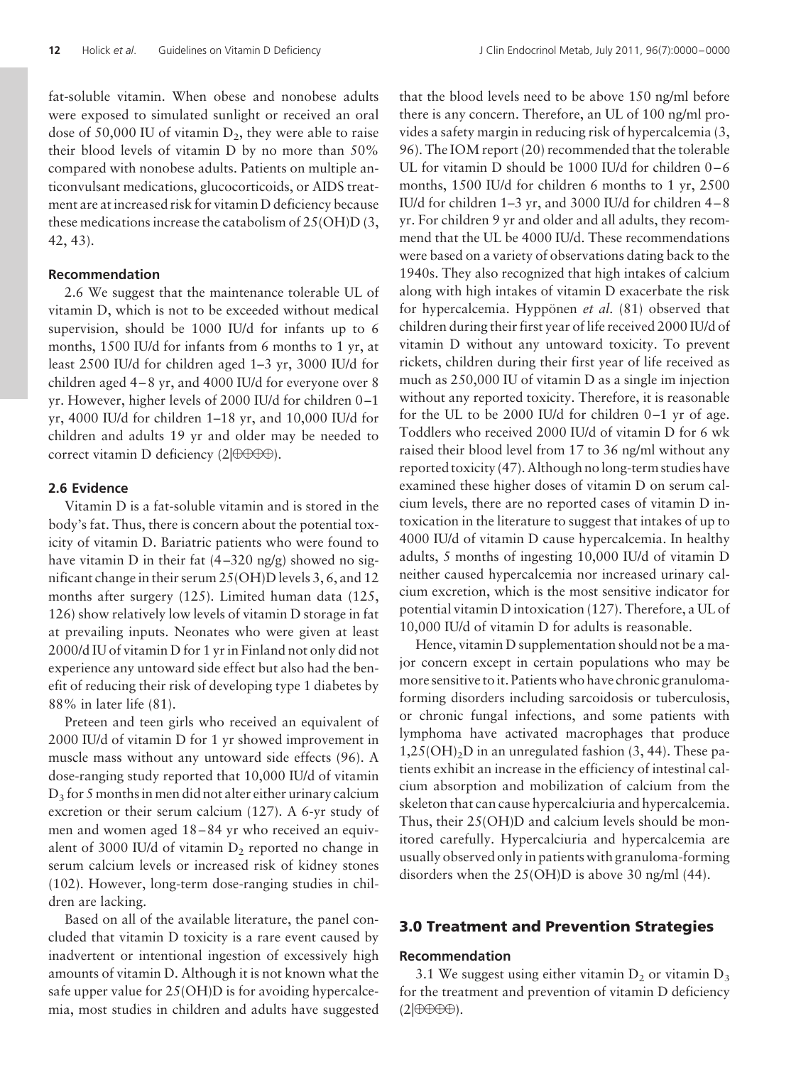fat-soluble vitamin. When obese and nonobese adults were exposed to simulated sunlight or received an oral dose of 50,000 IU of vitamin $D_2$, they were able to raise their blood levels of vitamin D by no more than 50% compared with nonobese adults. Patients on multiple anticonvulsant medications, glucocorticoids, or AIDS treatment are at increased risk for vitamin D deficiency because these medications increase the catabolism of 25(OH)D (3, 42, 43).

#### Recommendation

2.6 We suggest that the maintenance tolerable UL of vitamin D, which is not to be exceeded without medical supervision, should be 1000 IU/d for infants up to 6 months, 1500 IU/d for infants from 6 months to 1 yr, at least 2500 IU/d for children aged 1–3 yr, 3000 IU/d for children aged 4–8 yr, and 4000 IU/d for everyone over 8 yr. However, higher levels of 2000 IU/d for children 0–1 yr, 4000 IU/d for children 1–18 yr, and 10,000 IU/d for children and adults 19 yr and older may be needed to correct vitamin D deficiency (2|⊕⊕⊕⊕).

#### 2.6 Evidence

Vitamin D is a fat-soluble vitamin and is stored in the body's fat. Thus, there is concern about the potential toxicity of vitamin D. Bariatric patients who were found to have vitamin D in their fat (4–320 ng/g) showed no significant change in their serum 25(OH)D levels 3, 6, and 12 months after surgery (125). Limited human data (125, 126) show relatively low levels of vitamin D storage in fat at prevailing inputs. Neonates who were given at least 2000/d IU of vitamin D for 1 yr in Finland not only did not experience any untoward side effect but also had the benefit of reducing their risk of developing type 1 diabetes by 88% in later life (81).

Preteen and teen girls who received an equivalent of 2000 IU/d of vitamin D for 1 yr showed improvement in muscle mass without any untoward side effects (96). A dose-ranging study reported that 10,000 IU/d of vitamin $D_3$ for 5 months in men did not alter either urinary calcium excretion or their serum calcium (127). A 6-yr study of men and women aged 18–84 yr who received an equivalent of 3000 IU/d of vitamin $D_2$ reported no change in serum calcium levels or increased risk of kidney stones (102). However, long-term dose-ranging studies in children are lacking.

Based on all of the available literature, the panel concluded that vitamin D toxicity is a rare event caused by inadvertent or intentional ingestion of excessively high amounts of vitamin D. Although it is not known what the safe upper value for 25(OH)D is for avoiding hypercalcemia, most studies in children and adults have suggested that the blood levels need to be above 150 ng/ml before there is any concern. Therefore, an UL of 100 ng/ml provides a safety margin in reducing risk of hypercalcemia (3, 96). The IOM report (20) recommended that the tolerable UL for vitamin D should be 1000 IU/d for children 0–6 months, 1500 IU/d for children 6 months to 1 yr, 2500 IU/d for children 1–3 yr, and 3000 IU/d for children 4–8 yr. For children 9 yr and older and all adults, they recommend that the UL be 4000 IU/d. These recommendations were based on a variety of observations dating back to the 1940s. They also recognized that high intakes of calcium along with high intakes of vitamin D exacerbate the risk for hypercalcemia. Hyppönen *et al.* (81) observed that children during their first year of life received 2000 IU/d of vitamin D without any untoward toxicity. To prevent rickets, children during their first year of life received as much as 250,000 IU of vitamin D as a single im injection without any reported toxicity. Therefore, it is reasonable for the UL to be 2000 IU/d for children 0–1 yr of age. Toddlers who received 2000 IU/d of vitamin D for 6 wk raised their blood level from 17 to 36 ng/ml without any reported toxicity (47). Although no long-term studies have examined these higher doses of vitamin D on serum calcium levels, there are no reported cases of vitamin D intoxication in the literature to suggest that intakes of up to 4000 IU/d of vitamin D cause hypercalcemia. In healthy adults, 5 months of ingesting 10,000 IU/d of vitamin D neither caused hypercalcemia nor increased urinary calcium excretion, which is the most sensitive indicator for potential vitamin D intoxication (127). Therefore, a UL of 10,000 IU/d of vitamin D for adults is reasonable.

Hence, vitamin D supplementation should not be a major concern except in certain populations who may be more sensitive to it. Patients who have chronic granuloma-forming disorders including sarcoidosis or tuberculosis, or chronic fungal infections, and some patients with lymphoma have activated macrophages that produce $1,25(OH)_2D$ in an unregulated fashion (3, 44). These patients exhibit an increase in the efficiency of intestinal calcium absorption and mobilization of calcium from the skeleton that can cause hypercalciuria and hypercalcemia. Thus, their 25(OH)D and calcium levels should be monitored carefully. Hypercalciuria and hypercalcemia are usually observed only in patients with granuloma-forming disorders when the 25(OH)D is above 30 ng/ml (44).

## 3.0 Treatment and Prevention Strategies

#### Recommendation

3.1 We suggest using either vitamin $D_2$ or vitamin $D_3$ for the treatment and prevention of vitamin D deficiency (2|⊕⊕⊕⊕).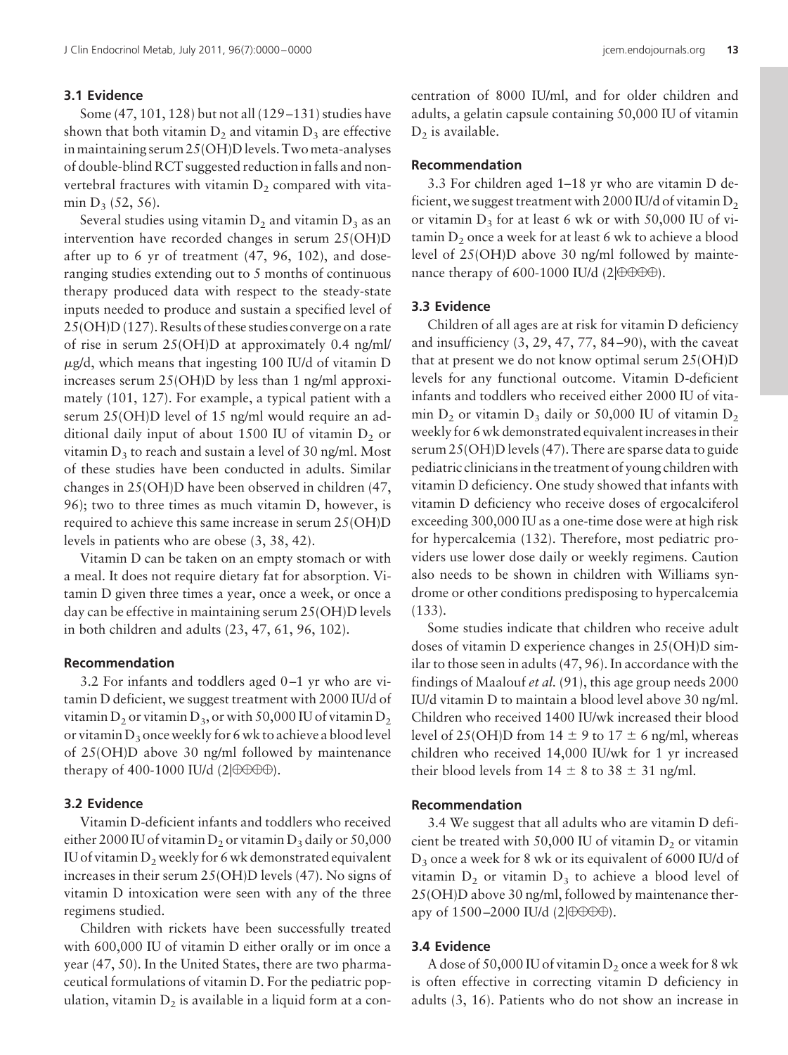### 3.1 Evidence

Some (47, 101, 128) but not all (129–131) studies have shown that both vitamin $D_2$ and vitamin $D_3$ are effective in maintaining serum 25(OH)D levels. Two meta-analyses of double-blind RCT suggested reduction in falls and nonvertebral fractures with vitamin $D_2$ compared with vitamin $D_3$ (52, 56).

Several studies using vitamin $D_2$ and vitamin $D_3$ as an intervention have recorded changes in serum 25(OH)D after up to 6 yr of treatment (47, 96, 102), and dose-ranging studies extending out to 5 months of continuous therapy produced data with respect to the steady-state inputs needed to produce and sustain a specified level of 25(OH)D (127). Results of these studies converge on a rate of rise in serum 25(OH)D at approximately 0.4 ng/ml/μg/d, which means that ingesting 100 IU/d of vitamin D increases serum 25(OH)D by less than 1 ng/ml approximately (101, 127). For example, a typical patient with a serum 25(OH)D level of 15 ng/ml would require an additional daily input of about 1500 IU of vitamin $D_2$ or vitamin $D_3$ to reach and sustain a level of 30 ng/ml. Most of these studies have been conducted in adults. Similar changes in 25(OH)D have been observed in children (47, 96); two to three times as much vitamin D, however, is required to achieve this same increase in serum 25(OH)D levels in patients who are obese (3, 38, 42).

Vitamin D can be taken on an empty stomach or with a meal. It does not require dietary fat for absorption. Vitamin D given three times a year, once a week, or once a day can be effective in maintaining serum 25(OH)D levels in both children and adults (23, 47, 61, 96, 102).

### Recommendation

3.2 For infants and toddlers aged 0–1 yr who are vitamin D deficient, we suggest treatment with 2000 IU/d of vitamin $D_2$ or vitamin $D_3$, or with 50,000 IU of vitamin $D_2$ or vitamin $D_3$ once weekly for 6 wk to achieve a blood level of 25(OH)D above 30 ng/ml followed by maintenance therapy of 400-1000 IU/d (2|⊕⊕⊕⊕).

### 3.2 Evidence

Vitamin D-deficient infants and toddlers who received either 2000 IU of vitamin $D_2$ or vitamin $D_3$ daily or 50,000 IU of vitamin $D_2$ weekly for 6 wk demonstrated equivalent increases in their serum 25(OH)D levels (47). No signs of vitamin D intoxication were seen with any of the three regimens studied.

Children with rickets have been successfully treated with 600,000 IU of vitamin D either orally or im once a year (47, 50). In the United States, there are two pharmaceutical formulations of vitamin D. For the pediatric population, vitamin $D_2$ is available in a liquid form at a concentration of 8000 IU/ml, and for older children and adults, a gelatin capsule containing 50,000 IU of vitamin $D_2$ is available.

### Recommendation

3.3 For children aged 1–18 yr who are vitamin D deficient, we suggest treatment with 2000 IU/d of vitamin $D_2$ or vitamin $D_3$ for at least 6 wk or with 50,000 IU of vitamin $D_2$ once a week for at least 6 wk to achieve a blood level of 25(OH)D above 30 ng/ml followed by maintenance therapy of 600-1000 IU/d (2|⊕⊕⊕⊕).

### 3.3 Evidence

Children of all ages are at risk for vitamin D deficiency and insufficiency (3, 29, 47, 77, 84–90), with the caveat that at present we do not know optimal serum 25(OH)D levels for any functional outcome. Vitamin D-deficient infants and toddlers who received either 2000 IU of vitamin $D_2$ or vitamin $D_3$ daily or 50,000 IU of vitamin $D_2$ weekly for 6 wk demonstrated equivalent increases in their serum 25(OH)D levels (47). There are sparse data to guide pediatric clinicians in the treatment of young children with vitamin D deficiency. One study showed that infants with vitamin D deficiency who receive doses of ergocalciferol exceeding 300,000 IU as a one-time dose were at high risk for hypercalcemia (132). Therefore, most pediatric providers use lower dose daily or weekly regimens. Caution also needs to be shown in children with Williams syndrome or other conditions predisposing to hypercalcemia (133).

Some studies indicate that children who receive adult doses of vitamin D experience changes in 25(OH)D similar to those seen in adults (47, 96). In accordance with the findings of Maalouf *et al.* (91), this age group needs 2000 IU/d vitamin D to maintain a blood level above 30 ng/ml. Children who received 1400 IU/wk increased their blood level of 25(OH)D from 14 ± 9 to 17 ± 6 ng/ml, whereas children who received 14,000 IU/wk for 1 yr increased their blood levels from 14 ± 8 to 38 ± 31 ng/ml.

### Recommendation

3.4 We suggest that all adults who are vitamin D deficient be treated with 50,000 IU of vitamin $D_2$ or vitamin $D_3$ once a week for 8 wk or its equivalent of 6000 IU/d of vitamin $D_2$ or vitamin $D_3$ to achieve a blood level of 25(OH)D above 30 ng/ml, followed by maintenance therapy of 1500–2000 IU/d (2|⊕⊕⊕⊕).

### 3.4 Evidence

A dose of 50,000 IU of vitamin $D_2$ once a week for 8 wk is often effective in correcting vitamin D deficiency in adults (3, 16). Patients who do not show an increase in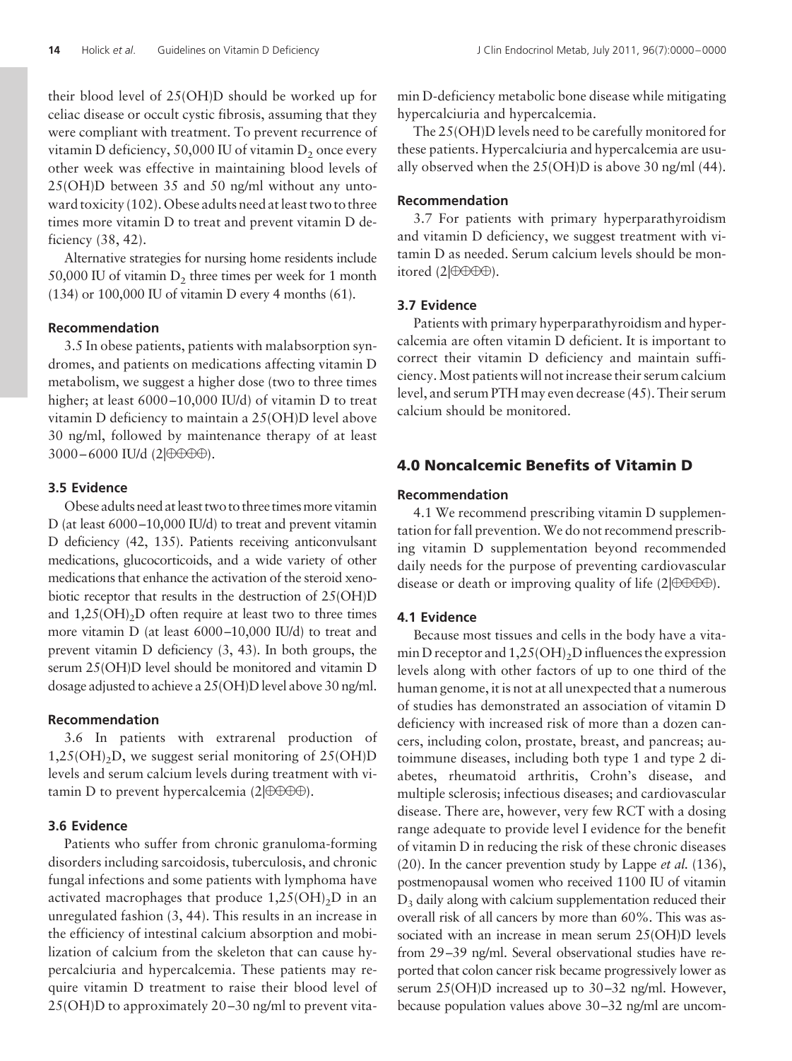their blood level of 25(OH)D should be worked up for celiac disease or occult cystic fibrosis, assuming that they were compliant with treatment. To prevent recurrence of vitamin D deficiency, 50,000 IU of vitamin $D_2$ once every other week was effective in maintaining blood levels of 25(OH)D between 35 and 50 ng/ml without any untoward toxicity (102). Obese adults need at least two to three times more vitamin D to treat and prevent vitamin D deficiency (38, 42).

Alternative strategies for nursing home residents include 50,000 IU of vitamin $D_2$ three times per week for 1 month (134) or 100,000 IU of vitamin D every 4 months (61).

### Recommendation

3.5 In obese patients, patients with malabsorption syndromes, and patients on medications affecting vitamin D metabolism, we suggest a higher dose (two to three times higher; at least 6000–10,000 IU/d) of vitamin D to treat vitamin D deficiency to maintain a 25(OH)D level above 30 ng/ml, followed by maintenance therapy of at least 3000–6000 IU/d (2|⊕⊕⊕⊕).

### 3.5 Evidence

Obese adults need at least two to three times more vitamin D (at least 6000–10,000 IU/d) to treat and prevent vitamin D deficiency (42, 135). Patients receiving anticonvulsant medications, glucocorticoids, and a wide variety of other medications that enhance the activation of the steroid xenobiotic receptor that results in the destruction of 25(OH)D and $1,25(OH)_2D$ often require at least two to three times more vitamin D (at least 6000–10,000 IU/d) to treat and prevent vitamin D deficiency (3, 43). In both groups, the serum 25(OH)D level should be monitored and vitamin D dosage adjusted to achieve a 25(OH)D level above 30 ng/ml.

### Recommendation

3.6 In patients with extrarenal production of $1,25(OH)_2D$, we suggest serial monitoring of 25(OH)D levels and serum calcium levels during treatment with vitamin D to prevent hypercalcemia (2|⊕⊕⊕⊕).

### 3.6 Evidence

Patients who suffer from chronic granuloma-forming disorders including sarcoidosis, tuberculosis, and chronic fungal infections and some patients with lymphoma have activated macrophages that produce $1,25(OH)_2D$ in an unregulated fashion (3, 44). This results in an increase in the efficiency of intestinal calcium absorption and mobilization of calcium from the skeleton that can cause hypercalciuria and hypercalcemia. These patients may require vitamin D treatment to raise their blood level of 25(OH)D to approximately 20–30 ng/ml to prevent vitamin D-deficiency metabolic bone disease while mitigating hypercalciuria and hypercalcemia.

The 25(OH)D levels need to be carefully monitored for these patients. Hypercalciuria and hypercalcemia are usually observed when the 25(OH)D is above 30 ng/ml (44).

### Recommendation

3.7 For patients with primary hyperparathyroidism and vitamin D deficiency, we suggest treatment with vitamin D as needed. Serum calcium levels should be monitored (2|⊕⊕⊕⊕).

### 3.7 Evidence

Patients with primary hyperparathyroidism and hypercalcemia are often vitamin D deficient. It is important to correct their vitamin D deficiency and maintain sufficiency. Most patients will not increase their serum calcium level, and serum PTH may even decrease (45). Their serum calcium should be monitored.

## 4.0 Noncalcemic Benefits of Vitamin D

### Recommendation

4.1 We recommend prescribing vitamin D supplementation for fall prevention. We do not recommend prescribing vitamin D supplementation beyond recommended daily needs for the purpose of preventing cardiovascular disease or death or improving quality of life (2|⊕⊕⊕⊕).

### 4.1 Evidence

Because most tissues and cells in the body have a vitamin D receptor and $1,25(OH)_2D$ influences the expression levels along with other factors of up to one third of the human genome, it is not at all unexpected that a numerous of studies has demonstrated an association of vitamin D deficiency with increased risk of more than a dozen cancers, including colon, prostate, breast, and pancreas; autoimmune diseases, including both type 1 and type 2 diabetes, rheumatoid arthritis, Crohn's disease, and multiple sclerosis; infectious diseases; and cardiovascular disease. There are, however, very few RCT with a dosing range adequate to provide level I evidence for the benefit of vitamin D in reducing the risk of these chronic diseases (20). In the cancer prevention study by Lappe *et al.* (136), postmenopausal women who received 1100 IU of vitamin $D_3$ daily along with calcium supplementation reduced their overall risk of all cancers by more than 60%. This was associated with an increase in mean serum 25(OH)D levels from 29–39 ng/ml. Several observational studies have reported that colon cancer risk became progressively lower as serum 25(OH)D increased up to 30–32 ng/ml. However, because population values above 30–32 ng/ml are uncom-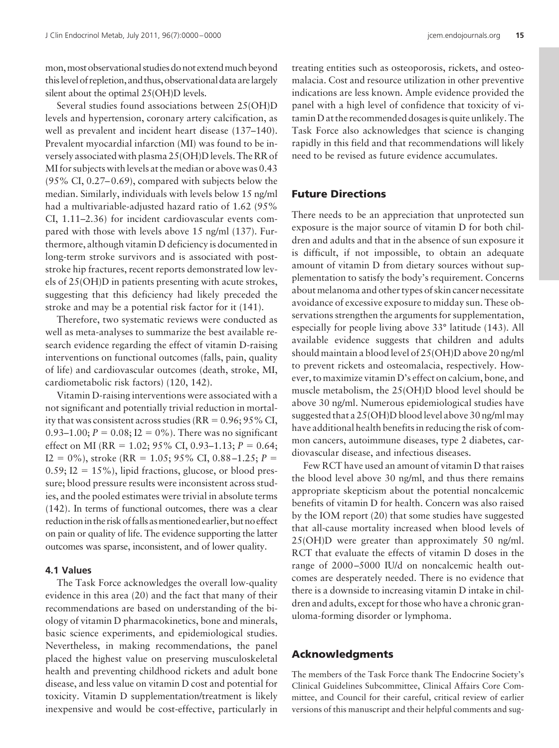mon, most observational studies do not extend much beyond this level of repletion, and thus, observational data are largely silent about the optimal 25(OH)D levels.

Several studies found associations between 25(OH)D levels and hypertension, coronary artery calcification, as well as prevalent and incident heart disease (137–140). Prevalent myocardial infarction (MI) was found to be inversely associated with plasma 25(OH)D levels. The RR of MI for subjects with levels at the median or above was 0.43 (95% CI, 0.27–0.69), compared with subjects below the median. Similarly, individuals with levels below 15 ng/ml had a multivariable-adjusted hazard ratio of 1.62 (95% CI, 1.11–2.36) for incident cardiovascular events compared with those with levels above 15 ng/ml (137). Furthermore, although vitamin D deficiency is documented in long-term stroke survivors and is associated with poststroke hip fractures, recent reports demonstrated low levels of 25(OH)D in patients presenting with acute strokes, suggesting that this deficiency had likely preceded the stroke and may be a potential risk factor for it (141).

Therefore, two systematic reviews were conducted as well as meta-analyses to summarize the best available research evidence regarding the effect of vitamin D-raising interventions on functional outcomes (falls, pain, quality of life) and cardiovascular outcomes (death, stroke, MI, cardiometabolic risk factors) (120, 142).

Vitamin D-raising interventions were associated with a not significant and potentially trivial reduction in mortality that was consistent across studies (RR = 0.96; 95% CI, 0.93–1.00; $P = 0.08$; I2 = 0%). There was no significant effect on MI (RR = 1.02; 95% CI, 0.93–1.13; $P = 0.64$; I2 = 0%), stroke (RR = 1.05; 95% CI, 0.88–1.25; $P = 0.59$; I2 = 15%), lipid fractions, glucose, or blood pressure; blood pressure results were inconsistent across studies, and the pooled estimates were trivial in absolute terms (142). In terms of functional outcomes, there was a clear reduction in the risk of falls as mentioned earlier, but no effect on pain or quality of life. The evidence supporting the latter outcomes was sparse, inconsistent, and of lower quality.

### 4.1 Values

The Task Force acknowledges the overall low-quality evidence in this area (20) and the fact that many of their recommendations are based on understanding of the biology of vitamin D pharmacokinetics, bone and minerals, basic science experiments, and epidemiological studies. Nevertheless, in making recommendations, the panel placed the highest value on preserving musculoskeletal health and preventing childhood rickets and adult bone disease, and less value on vitamin D cost and potential for toxicity. Vitamin D supplementation/treatment is likely inexpensive and would be cost-effective, particularly in treating entities such as osteoporosis, rickets, and osteomalacia. Cost and resource utilization in other preventive indications are less known. Ample evidence provided the panel with a high level of confidence that toxicity of vitamin D at the recommended dosages is quite unlikely. The Task Force also acknowledges that science is changing rapidly in this field and that recommendations will likely need to be revised as future evidence accumulates.

## Future Directions

There needs to be an appreciation that unprotected sun exposure is the major source of vitamin D for both children and adults and that in the absence of sun exposure it is difficult, if not impossible, to obtain an adequate amount of vitamin D from dietary sources without supplementation to satisfy the body's requirement. Concerns about melanoma and other types of skin cancer necessitate avoidance of excessive exposure to midday sun. These observations strengthen the arguments for supplementation, especially for people living above 33° latitude (143). All available evidence suggests that children and adults should maintain a blood level of 25(OH)D above 20 ng/ml to prevent rickets and osteomalacia, respectively. However, to maximize vitamin D's effect on calcium, bone, and muscle metabolism, the 25(OH)D blood level should be above 30 ng/ml. Numerous epidemiological studies have suggested that a 25(OH)D blood level above 30 ng/ml may have additional health benefits in reducing the risk of common cancers, autoimmune diseases, type 2 diabetes, cardiovascular disease, and infectious diseases.

Few RCT have used an amount of vitamin D that raises the blood level above 30 ng/ml, and thus there remains appropriate skepticism about the potential noncalcemic benefits of vitamin D for health. Concern was also raised by the IOM report (20) that some studies have suggested that all-cause mortality increased when blood levels of 25(OH)D were greater than approximately 50 ng/ml. RCT that evaluate the effects of vitamin D doses in the range of 2000–5000 IU/d on noncalcemic health outcomes are desperately needed. There is no evidence that there is a downside to increasing vitamin D intake in children and adults, except for those who have a chronic granuloma-forming disorder or lymphoma.

## Acknowledgments

The members of the Task Force thank The Endocrine Society's Clinical Guidelines Subcommittee, Clinical Affairs Core Committee, and Council for their careful, critical review of earlier versions of this manuscript and their helpful comments and sug-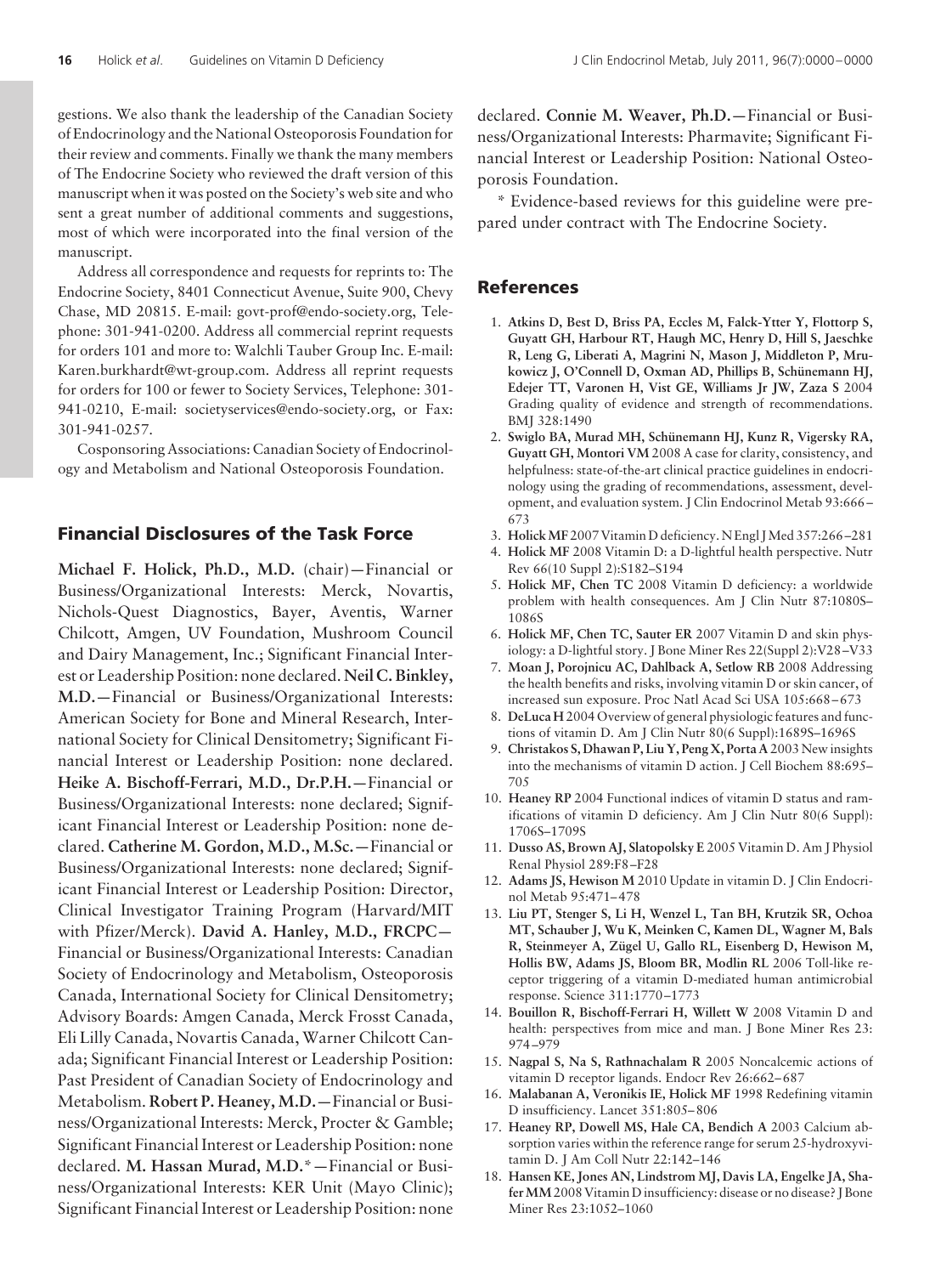gestions. We also thank the leadership of the Canadian Society of Endocrinology and the National Osteoporosis Foundation for their review and comments. Finally we thank the many members of The Endocrine Society who reviewed the draft version of this manuscript when it was posted on the Society's web site and who sent a great number of additional comments and suggestions, most of which were incorporated into the final version of the manuscript.

Address all correspondence and requests for reprints to: The Endocrine Society, 8401 Connecticut Avenue, Suite 900, Chevy Chase, MD 20815. E-mail: govt-prof@endo-society.org, Telephone: 301-941-0200. Address all commercial reprint requests for orders 101 and more to: Walchli Tauber Group Inc. E-mail: Karen.burkhardt@wt-group.com. Address all reprint requests for orders for 100 or fewer to Society Services, Telephone: 301-941-0210, E-mail: societyservices@endo-society.org, or Fax: 301-941-0257.

Cosponsoring Associations: Canadian Society of Endocrinology and Metabolism and National Osteoporosis Foundation.

## Financial Disclosures of the Task Force

**Michael F. Holick, Ph.D., M.D.** (chair)—Financial or Business/Organizational Interests: Merck, Novartis, Nichols-Quest Diagnostics, Bayer, Aventis, Warner Chilcott, Amgen, UV Foundation, Mushroom Council and Dairy Management, Inc.; Significant Financial Interest or Leadership Position: none declared. **Neil C. Binkley, M.D.**—Financial or Business/Organizational Interests: American Society for Bone and Mineral Research, International Society for Clinical Densitometry; Significant Financial Interest or Leadership Position: none declared. **Heike A. Bischoff-Ferrari, M.D., Dr.P.H.**—Financial or Business/Organizational Interests: none declared; Significant Financial Interest or Leadership Position: none declared. **Catherine M. Gordon, M.D., M.Sc.**—Financial or Business/Organizational Interests: none declared; Significant Financial Interest or Leadership Position: Director, Clinical Investigator Training Program (Harvard/MIT with Pfizer/Merck). **David A. Hanley, M.D., FRCPC**—Financial or Business/Organizational Interests: Canadian Society of Endocrinology and Metabolism, Osteoporosis Canada, International Society for Clinical Densitometry; Advisory Boards: Amgen Canada, Merck Frosst Canada, Eli Lilly Canada, Novartis Canada, Warner Chilcott Canada; Significant Financial Interest or Leadership Position: Past President of Canadian Society of Endocrinology and Metabolism. **Robert P. Heaney, M.D.**—Financial or Business/Organizational Interests: Merck, Procter & Gamble; Significant Financial Interest or Leadership Position: none declared. **M. Hassan Murad, M.D.***—Financial or Business/Organizational Interests: KER Unit (Mayo Clinic); Significant Financial Interest or Leadership Position: none declared. **Connie M. Weaver, Ph.D.**—Financial or Business/Organizational Interests: Pharmavite; Significant Financial Interest or Leadership Position: National Osteoporosis Foundation.

* Evidence-based reviews for this guideline were prepared under contract with The Endocrine Society.

## References

1. **Atkins D, Best D, Briss PA, Eccles M, Falck-Ytter Y, Flottorp S, Guyatt GH, Harbour RT, Haugh MC, Henry D, Hill S, Jaeschke R, Leng G, Liberati A, Magrini N, Mason J, Middleton P, Mrukowicz J, O'Connell D, Oxman AD, Phillips B, Schünemann HJ, Edejer TT, Varonen H, Vist GE, Williams Jr JW, Zaza S** 2004 Grading quality of evidence and strength of recommendations. BMJ 328:1490
2. **Swiglo BA, Murad MH, Schünemann HJ, Kunz R, Vigersky RA, Guyatt GH, Montori VM** 2008 A case for clarity, consistency, and helpfulness: state-of-the-art clinical practice guidelines in endocrinology using the grading of recommendations, assessment, development, and evaluation system. J Clin Endocrinol Metab 93:666–673
3. **Holick MF** 2007 Vitamin D deficiency. N Engl J Med 357:266–281
4. **Holick MF** 2008 Vitamin D: a D-lightful health perspective. Nutr Rev 66(10 Suppl 2):S182–S194
5. **Holick MF, Chen TC** 2008 Vitamin D deficiency: a worldwide problem with health consequences. Am J Clin Nutr 87:1080S–1086S
6. **Holick MF, Chen TC, Sauter ER** 2007 Vitamin D and skin physiology: a D-lightful story. J Bone Miner Res 22(Suppl 2):V28–V33
7. **Moan J, Porojnicu AC, Dahlback A, Setlow RB** 2008 Addressing the health benefits and risks, involving vitamin D or skin cancer, of increased sun exposure. Proc Natl Acad Sci USA 105:668–673
8. **DeLuca H** 2004 Overview of general physiologic features and functions of vitamin D. Am J Clin Nutr 80(6 Suppl):1689S–1696S
9. **Christakos S, Dhawan P, Liu Y, Peng X, Porta A** 2003 New insights into the mechanisms of vitamin D action. J Cell Biochem 88:695–705
10. **Heaney RP** 2004 Functional indices of vitamin D status and ramifications of vitamin D deficiency. Am J Clin Nutr 80(6 Suppl): 1706S–1709S
11. **Dusso AS, Brown AJ, Slatopolsky E** 2005 Vitamin D. Am J Physiol Renal Physiol 289:F8–F28
12. **Adams JS, Hewison M** 2010 Update in vitamin D. J Clin Endocrinol Metab 95:471–478
13. **Liu PT, Stenger S, Li H, Wenzel L, Tan BH, Krutzik SR, Ochoa MT, Schauber J, Wu K, Meinken C, Kamen DL, Wagner M, Bals R, Steinmeyer A, Zügel U, Gallo RL, Eisenberg D, Hewison M, Hollis BW, Adams JS, Bloom BR, Modlin RL** 2006 Toll-like receptor triggering of a vitamin D-mediated human antimicrobial response. Science 311:1770–1773
14. **Bouillon R, Bischoff-Ferrari H, Willett W** 2008 Vitamin D and health: perspectives from mice and man. J Bone Miner Res 23: 974–979
15. **Nagpal S, Na S, Rathnachalam R** 2005 Noncalcemic actions of vitamin D receptor ligands. Endocr Rev 26:662–687
16. **Malabanan A, Veronikis IE, Holick MF** 1998 Redefining vitamin D insufficiency. Lancet 351:805–806
17. **Heaney RP, Dowell MS, Hale CA, Bendich A** 2003 Calcium absorption varies within the reference range for serum 25-hydroxyvitamin D. J Am Coll Nutr 22:142–146
18. **Hansen KE, Jones AN, Lindstrom MJ, Davis LA, Engelke JA, Shafer MM** 2008 Vitamin D insufficiency: disease or no disease? J Bone Miner Res 23:1052–1060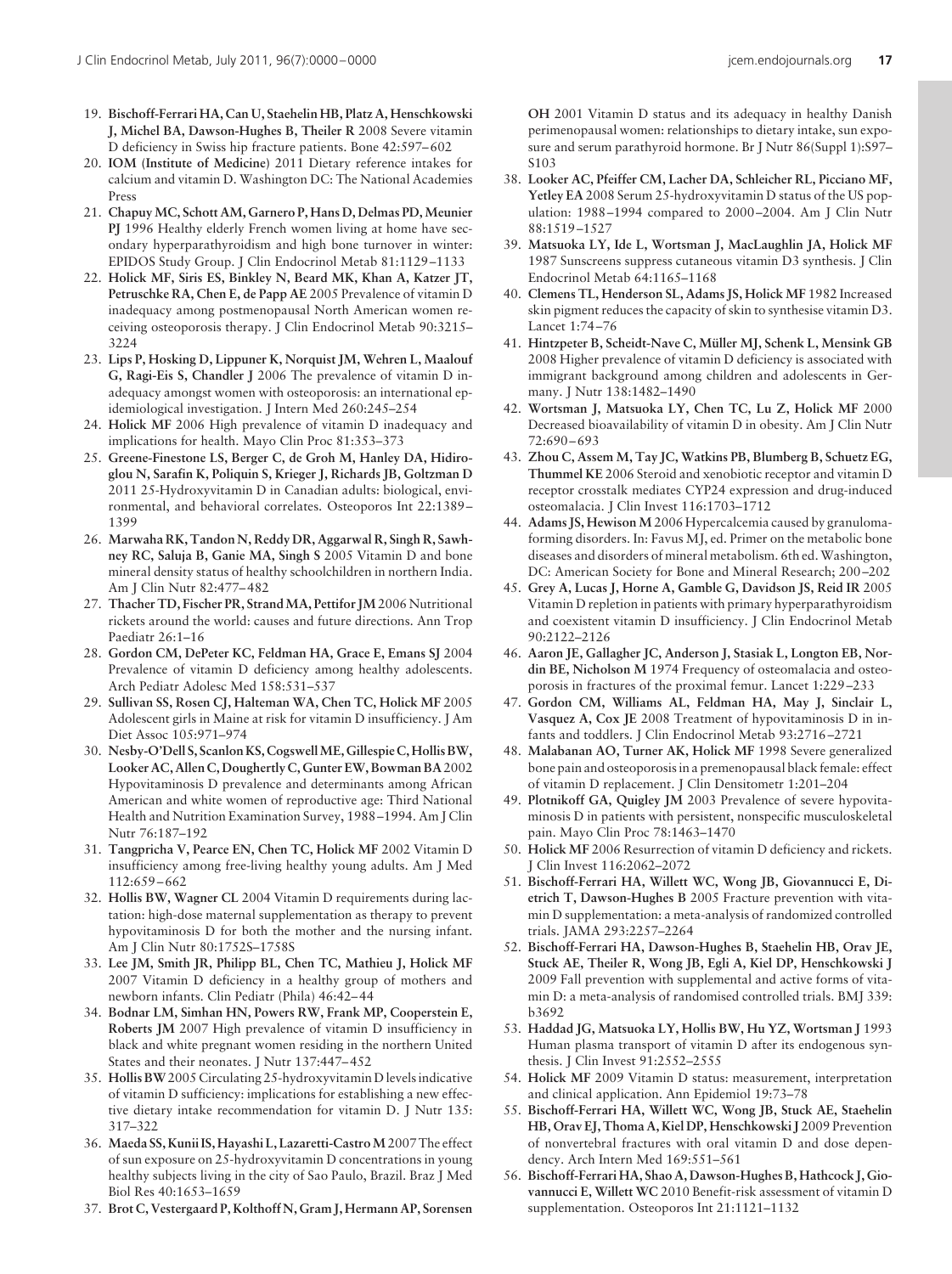19. **Bischoff-Ferrari HA, Can U, Staehelin HB, Platz A, Henschkowski J, Michel BA, Dawson-Hughes B, Theiler R** 2008 Severe vitamin D deficiency in Swiss hip fracture patients. Bone 42:597–602
20. **IOM (Institute of Medicine)** 2011 Dietary reference intakes for calcium and vitamin D. Washington DC: The National Academies Press
21. **Chapuy MC, Schott AM, Garnero P, Hans D, Delmas PD, Meunier PJ** 1996 Healthy elderly French women living at home have secondary hyperparathyroidism and high bone turnover in winter: EPIDOS Study Group. J Clin Endocrinol Metab 81:1129–1133
22. **Holick MF, Siris ES, Binkley N, Beard MK, Khan A, Katzer JT, Petruschke RA, Chen E, de Papp AE** 2005 Prevalence of vitamin D inadequacy among postmenopausal North American women receiving osteoporosis therapy. J Clin Endocrinol Metab 90:3215–3224
23. **Lips P, Hosking D, Lippuner K, Norquist JM, Wehren L, Maalouf G, Ragi-Eis S, Chandler J** 2006 The prevalence of vitamin D inadequacy amongst women with osteoporosis: an international epidemiological investigation. J Intern Med 260:245–254
24. **Holick MF** 2006 High prevalence of vitamin D inadequacy and implications for health. Mayo Clin Proc 81:353–373
25. **Greene-Finestone LS, Berger C, de Groh M, Hanley DA, Hidiroglou N, Sarafin K, Poliquin S, Krieger J, Richards JB, Goltzman D** 2011 25-Hydroxyvitamin D in Canadian adults: biological, environmental, and behavioral correlates. Osteoporos Int 22:1389–1399
26. **Marwaha RK, Tandon N, Reddy DR, Aggarwal R, Singh R, Sawhney RC, Saluja B, Ganie MA, Singh S** 2005 Vitamin D and bone mineral density status of healthy schoolchildren in northern India. Am J Clin Nutr 82:477–482
27. **Thacher TD, Fischer PR, Strand MA, Pettifor JM** 2006 Nutritional rickets around the world: causes and future directions. Ann Trop Paediatr 26:1–16
28. **Gordon CM, DePeter KC, Feldman HA, Grace E, Emans SJ** 2004 Prevalence of vitamin D deficiency among healthy adolescents. Arch Pediatr Adolesc Med 158:531–537
29. **Sullivan SS, Rosen CJ, Halteman WA, Chen TC, Holick MF** 2005 Adolescent girls in Maine at risk for vitamin D insufficiency. J Am Diet Assoc 105:971–974
30. **Nesby-O'Dell S, Scanlon KS, Cogswell ME, Gillespie C, Hollis BW, Looker AC, Allen C, Dougherty C, Gunter EW, Bowman BA** 2002 Hypovitaminosis D prevalence and determinants among African American and white women of reproductive age: Third National Health and Nutrition Examination Survey, 1988–1994. Am J Clin Nutr 76:187–192
31. **Tangpricha V, Pearce EN, Chen TC, Holick MF** 2002 Vitamin D insufficiency among free-living healthy young adults. Am J Med 112:659–662
32. **Hollis BW, Wagner CL** 2004 Vitamin D requirements during lactation: high-dose maternal supplementation as therapy to prevent hypovitaminosis D for both the mother and the nursing infant. Am J Clin Nutr 80:1752S–1758S
33. **Lee JM, Smith JR, Philipp BL, Chen TC, Mathieu J, Holick MF** 2007 Vitamin D deficiency in a healthy group of mothers and newborn infants. Clin Pediatr (Phila) 46:42–44
34. **Bodnar LM, Simhan HN, Powers RW, Frank MP, Cooperstein E, Roberts JM** 2007 High prevalence of vitamin D insufficiency in black and white pregnant women residing in the northern United States and their neonates. J Nutr 137:447–452
35. **Hollis BW** 2005 Circulating 25-hydroxyvitamin D levels indicative of vitamin D sufficiency: implications for establishing a new effective dietary intake recommendation for vitamin D. J Nutr 135:317–322
36. **Maeda SS, Kunii IS, Hayashi L, Lazaretti-Castro M** 2007 The effect of sun exposure on 25-hydroxyvitamin D concentrations in young healthy subjects living in the city of Sao Paulo, Brazil. Braz J Med Biol Res 40:1653–1659
37. **Brot C, Vestergaard P, Kolthoff N, Gram J, Hermann AP, Sorensen OH** 2001 Vitamin D status and its adequacy in healthy Danish perimenopausal women: relationships to dietary intake, sun exposure and serum parathyroid hormone. Br J Nutr 86(Suppl 1):S97–S103
38. **Looker AC, Pfeiffer CM, Lacher DA, Schleicher RL, Picciano MF, Yetley EA** 2008 Serum 25-hydroxyvitamin D status of the US population: 1988–1994 compared to 2000–2004. Am J Clin Nutr 88:1519–1527
39. **Matsuoka LY, Ide L, Wortsman J, MacLaughlin JA, Holick MF** 1987 Sunscreens suppress cutaneous vitamin D3 synthesis. J Clin Endocrinol Metab 64:1165–1168
40. **Clemens TL, Henderson SL, Adams JS, Holick MF** 1982 Increased skin pigment reduces the capacity of skin to synthesise vitamin D3. Lancet 1:74–76
41. **Hintzpeter B, Scheidt-Nave C, Müller MJ, Schenk L, Mensink GB** 2008 Higher prevalence of vitamin D deficiency is associated with immigrant background among children and adolescents in Germany. J Nutr 138:1482–1490
42. **Wortsman J, Matsuoka LY, Chen TC, Lu Z, Holick MF** 2000 Decreased bioavailability of vitamin D in obesity. Am J Clin Nutr 72:690–693
43. **Zhou C, Assem M, Tay JC, Watkins PB, Blumberg B, Schuetz EG, Thummel KE** 2006 Steroid and xenobiotic receptor and vitamin D receptor crosstalk mediates CYP24 expression and drug-induced osteomalacia. J Clin Invest 116:1703–1712
44. **Adams JS, Hewison M** 2006 Hypercalcemia caused by granuloma-forming disorders. In: Favus MJ, ed. Primer on the metabolic bone diseases and disorders of mineral metabolism. 6th ed. Washington, DC: American Society for Bone and Mineral Research; 200–202
45. **Grey A, Lucas J, Horne A, Gamble G, Davidson JS, Reid IR** 2005 Vitamin D repletion in patients with primary hyperparathyroidism and coexistent vitamin D insufficiency. J Clin Endocrinol Metab 90:2122–2126
46. **Aaron JE, Gallagher JC, Anderson J, Stasiak L, Longton EB, Nordin BE, Nicholson M** 1974 Frequency of osteomalacia and osteoporosis in fractures of the proximal femur. Lancet 1:229–233
47. **Gordon CM, Williams AL, Feldman HA, May J, Sinclair L, Vasquez A, Cox JE** 2008 Treatment of hypovitaminosis D in infants and toddlers. J Clin Endocrinol Metab 93:2716–2721
48. **Malabanan AO, Turner AK, Holick MF** 1998 Severe generalized bone pain and osteoporosis in a premenopausal black female: effect of vitamin D replacement. J Clin Densitometr 1:201–204
49. **Plotnikoff GA, Quigley JM** 2003 Prevalence of severe hypovitaminosis D in patients with persistent, nonspecific musculoskeletal pain. Mayo Clin Proc 78:1463–1470
50. **Holick MF** 2006 Resurrection of vitamin D deficiency and rickets. J Clin Invest 116:2062–2072
51. **Bischoff-Ferrari HA, Willett WC, Wong JB, Giovannucci E, Dietrich T, Dawson-Hughes B** 2005 Fracture prevention with vitamin D supplementation: a meta-analysis of randomized controlled trials. JAMA 293:2257–2264
52. **Bischoff-Ferrari HA, Dawson-Hughes B, Staehelin HB, Orav JE, Stuck AE, Theiler R, Wong JB, Egli A, Kiel DP, Henschkowski J** 2009 Fall prevention with supplemental and active forms of vitamin D: a meta-analysis of randomised controlled trials. BMJ 339:b3692
53. **Haddad JG, Matsuoka LY, Hollis BW, Hu YZ, Wortsman J** 1993 Human plasma transport of vitamin D after its endogenous synthesis. J Clin Invest 91:2552–2555
54. **Holick MF** 2009 Vitamin D status: measurement, interpretation and clinical application. Ann Epidemiol 19:73–78
55. **Bischoff-Ferrari HA, Willett WC, Wong JB, Stuck AE, Staehelin HB, Orav EJ, Thoma A, Kiel DP, Henschkowski J** 2009 Prevention of nonvertebral fractures with oral vitamin D and dose dependency. Arch Intern Med 169:551–561
56. **Bischoff-Ferrari HA, Shao A, Dawson-Hughes B, Hathcock J, Giovannucci E, Willett WC** 2010 Benefit-risk assessment of vitamin D supplementation. Osteoporos Int 21:1121–1132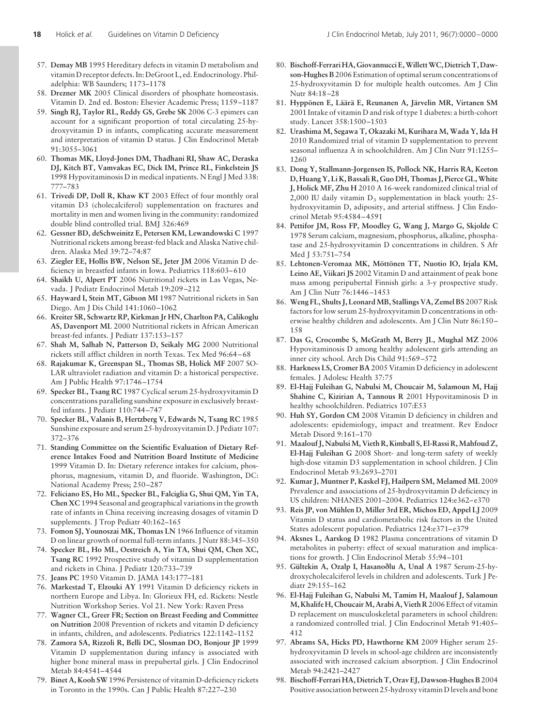57. **Demay MB** 1995 Hereditary defects in vitamin D metabolism and vitamin D receptor defects. In: DeGroot L, ed. Endocrinology. Philadelphia: WB Saunders; 1173–1178
58. **Drezner MK** 2005 Clinical disorders of phosphate homeostasis. Vitamin D. 2nd ed. Boston: Elsevier Academic Press; 1159–1187
59. **Singh RJ, Taylor RL, Reddy GS, Grebe SK** 2006 C-3 epimers can account for a significant proportion of total circulating 25-hydroxyvitamin D in infants, complicating accurate measurement and interpretation of vitamin D status. J Clin Endocrinol Metab 91:3055–3061
60. **Thomas MK, Lloyd-Jones DM, Thadhani RI, Shaw AC, Deraska DJ, Kitch BT, Vamvakas EC, Dick IM, Prince RL, Finkelstein JS** 1998 Hypovitaminosis D in medical inpatients. N Engl J Med 338: 777–783
61. **Trivedi DP, Doll R, Khaw KT** 2003 Effect of four monthly oral vitamin D3 (cholecalciferol) supplementation on fractures and mortality in men and women living in the community: randomized double blind controlled trial. BMJ 326:469
62. **Gessner BD, deSchweinitz E, Petersen KM, Lewandowski C** 1997 Nutritional rickets among breast-fed black and Alaska Native children. Alaska Med 39:72–74:87
63. **Ziegler EE, Hollis BW, Nelson SE, Jeter JM** 2006 Vitamin D deficiency in breastfed infants in Iowa. Pediatrics 118:603–610
64. **Shaikh U, Alpert PT** 2006 Nutritional rickets in Las Vegas, Nevada. J Pediatr Endocrinol Metab 19:209–212
65. **Hayward I, Stein MT, Gibson MI** 1987 Nutritional rickets in San Diego. Am J Dis Child 141:1060–1062
66. **Kreiter SR, Schwartz RP, Kirkman Jr HN, Charlton PA, Calikoglu AS, Davenport ML** 2000 Nutritional rickets in African American breast-fed infants. J Pediatr 137:153–157
67. **Shah M, Salhab N, Patterson D, Seikaly MG** 2000 Nutritional rickets still afflict children in north Texas. Tex Med 96:64–68
68. **Rajakumar K, Greenspan SL, Thomas SB, Holick MF** 2007 SOLAR ultraviolet radiation and vitamin D: a historical perspective. Am J Public Health 97:1746–1754
69. **Specker BL, Tsang RC** 1987 Cyclical serum 25-hydroxyvitamin D concentrations paralleling sunshine exposure in exclusively breast-fed infants. J Pediatr 110:744–747
70. **Specker BL, Valanis B, Hertzberg V, Edwards N, Tsang RC** 1985 Sunshine exposure and serum 25-hydroxyvitamin D. J Pediatr 107: 372–376
71. **Standing Committee on the Scientific Evaluation of Dietary Reference Intakes Food and Nutrition Board Institute of Medicine** 1999 Vitamin D. In: Dietary reference intakes for calcium, phosphorus, magnesium, vitamin D, and fluoride. Washington, DC: National Academy Press; 250–287
72. **Feliciano ES, Ho ML, Specker BL, Falciglia G, Shui QM, Yin TA, Chen XC** 1994 Seasonal and geographical variations in the growth rate of infants in China receiving increasing dosages of vitamin D supplements. J Trop Pediatr 40:162–165
73. **Fomon SJ, Younoszai MK, Thomas LN** 1966 Influence of vitamin D on linear growth of normal full-term infants. J Nutr 88:345–350
74. **Specker BL, Ho ML, Oestreich A, Yin TA, Shui QM, Chen XC, Tsang RC** 1992 Prospective study of vitamin D supplementation and rickets in China. J Pediatr 120:733–739
75. **Jeans PC** 1950 Vitamin D. JAMA 143:177–181
76. **Markestad T, Elzouki AY** 1991 Vitamin D deficiency rickets in northern Europe and Libya. In: Glorieux FH, ed. Rickets: Nestle Nutrition Workshop Series. Vol 21. New York: Raven Press
77. **Wagner CL, Greer FR; Section on Breast Feeding and Committee on Nutrition** 2008 Prevention of rickets and vitamin D deficiency in infants, children, and adolescents. Pediatrics 122:1142–1152
78. **Zamora SA, Rizzoli R, Belli DC, Slosman DO, Bonjour JP** 1999 Vitamin D supplementation during infancy is associated with higher bone mineral mass in prepubertal girls. J Clin Endocrinol Metab 84:4541–4544
79. **Binet A, Kooh SW** 1996 Persistence of vitamin D-deficiency rickets in Toronto in the 1990s. Can J Public Health 87:227–230
80. **Bischoff-Ferrari HA, Giovannucci E, Willett WC, Dietrich T, Dawson-Hughes B** 2006 Estimation of optimal serum concentrations of 25-hydroxyvitamin D for multiple health outcomes. Am J Clin Nutr 84:18–28
81. **Hyppönen E, Läärä E, Reunanen A, Järvelin MR, Virtanen SM** 2001 Intake of vitamin D and risk of type 1 diabetes: a birth-cohort study. Lancet 358:1500–1503
82. **Urashima M, Segawa T, Okazaki M, Kurihara M, Wada Y, Ida H** 2010 Randomized trial of vitamin D supplementation to prevent seasonal influenza A in schoolchildren. Am J Clin Nutr 91:1255–1260
83. **Dong Y, Stallmann-Jorgensen IS, Pollock NK, Harris RA, Keeton D, Huang Y, Li K, Bassali R, Guo DH, Thomas J, Pierce GL, White J, Holick MF, Zhu H** 2010 A 16-week randomized clinical trial of 2,000 IU daily vitamin $D_3$ supplementation in black youth: 25-hydroxyvitamin D, adiposity, and arterial stiffness. J Clin Endocrinol Metab 95:4584–4591
84. **Pettifor JM, Ross FP, Moodley G, Wang J, Margo G, Skjolde C** 1978 Serum calcium, magnesium, phosphorus, alkaline, phosphatase and 25-hydroxyvitamin D concentrations in children. S Afr Med J 53:751–754
85. **Lehtonen-Veromaa MK, Möttönen TT, Nuotio IO, Irjala KM, Leino AE, Viikari JS** 2002 Vitamin D and attainment of peak bone mass among peripubertal Finnish girls: a 3-y prospective study. Am J Clin Nutr 76:1446–1453
86. **Weng FL, Shults J, Leonard MB, Stallings VA, Zemel BS** 2007 Risk factors for low serum 25-hydroxyvitamin D concentrations in otherwise healthy children and adolescents. Am J Clin Nutr 86:150–158
87. **Das G, Crocombe S, McGrath M, Berry JL, Mughal MZ** 2006 Hypovitaminosis D among healthy adolescent girls attending an inner city school. Arch Dis Child 91:569–572
88. **Harkness LS, Cromer BA** 2005 Vitamin D deficiency in adolescent females. J Adolesc Health 37:75
89. **El-Hajj Fuleihan G, Nabulsi M, Choucair M, Salamoun M, Hajj Shahine C, Kizirian A, Tannous R** 2001 Hypovitaminosis D in healthy schoolchildren. Pediatrics 107:E53
90. **Huh SY, Gordon CM** 2008 Vitamin D deficiency in children and adolescents: epidemiology, impact and treatment. Rev Endocr Metab Disord 9:161–170
91. **Maalouf J, Nabulsi M, Vieth R, Kimball S, El-Rassi R, Mahfoud Z, El-Hajj Fuleihan G** 2008 Short- and long-term safety of weekly high-dose vitamin D3 supplementation in school children. J Clin Endocrinol Metab 93:2693–2701
92. **Kumar J, Muntner P, Kaskel FJ, Hailpern SM, Melamed ML** 2009 Prevalence and associations of 25-hydroxyvitamin D deficiency in US children: NHANES 2001–2004. Pediatrics 124:e362–e370
93. **Reis JP, von Mühlen D, Miller 3rd ER, Michos ED, Appel LJ** 2009 Vitamin D status and cardiometabolic risk factors in the United States adolescent population. Pediatrics 124:e371–e379
94. **Aksnes L, Aarskog D** 1982 Plasma concentrations of vitamin D metabolites in puberty: effect of sexual maturation and implications for growth. J Clin Endocrinol Metab 55:94–101
95. **Gültekin A, Ozalp I, Hasanoðlu A, Unal A** 1987 Serum-25-hydroxycholecalciferol levels in children and adolescents. Turk J Pediatr 29:155–162
96. **El-Hajj Fuleihan G, Nabulsi M, Tamim H, Maalouf J, Salamoun M, Khalife H, Choucair M, Arabi A, Vieth R** 2006 Effect of vitamin D replacement on musculoskeletal parameters in school children: a randomized controlled trial. J Clin Endocrinol Metab 91:405–412
97. **Abrams SA, Hicks PD, Hawthorne KM** 2009 Higher serum 25-hydroxyvitamin D levels in school-age children are inconsistently associated with increased calcium absorption. J Clin Endocrinol Metab 94:2421–2427
98. **Bischoff-Ferrari HA, Dietrich T, Orav EJ, Dawson-Hughes B** 2004 Positive association between 25-hydroxy vitamin D levels and bone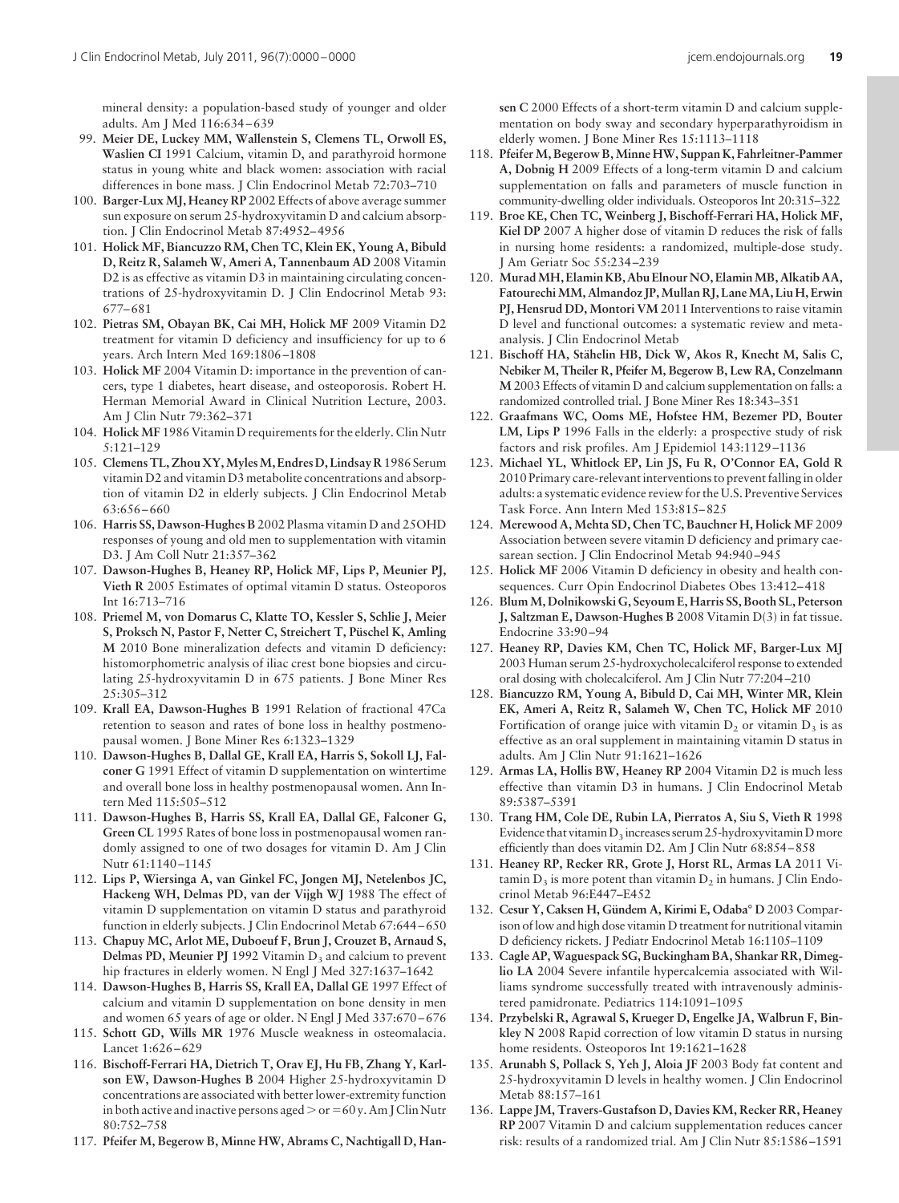mineral density: a population-based study of younger and older adults. Am J Med 116:634–639

99. **Meier DE, Luckey MM, Wallenstein S, Clemens TL, Orwoll ES, Waslien CI** 1991 Calcium, vitamin D, and parathyroid hormone status in young white and black women: association with racial differences in bone mass. J Clin Endocrinol Metab 72:703–710
100. **Barger-Lux MJ, Heaney RP** 2002 Effects of above average summer sun exposure on serum 25-hydroxyvitamin D and calcium absorption. J Clin Endocrinol Metab 87:4952–4956
101. **Holick MF, Biancuzzo RM, Chen TC, Klein EK, Young A, Bibuld D, Reitz R, Salameh W, Ameri A, Tannenbaum AD** 2008 Vitamin D2 is as effective as vitamin D3 in maintaining circulating concentrations of 25-hydroxyvitamin D. J Clin Endocrinol Metab 93: 677–681
102. **Pietras SM, Obayan BK, Cai MH, Holick MF** 2009 Vitamin D2 treatment for vitamin D deficiency and insufficiency for up to 6 years. Arch Intern Med 169:1806–1808
103. **Holick MF** 2004 Vitamin D: importance in the prevention of cancers, type 1 diabetes, heart disease, and osteoporosis. Robert H. Herman Memorial Award in Clinical Nutrition Lecture, 2003. Am J Clin Nutr 79:362–371
104. **Holick MF** 1986 Vitamin D requirements for the elderly. Clin Nutr 5:121–129
105. **Clemens TL, Zhou XY, Myles M, Endres D, Lindsay R** 1986 Serum vitamin D2 and vitamin D3 metabolite concentrations and absorption of vitamin D2 in elderly subjects. J Clin Endocrinol Metab 63:656–660
106. **Harris SS, Dawson-Hughes B** 2002 Plasma vitamin D and 25OHD responses of young and old men to supplementation with vitamin D3. J Am Coll Nutr 21:357–362
107. **Dawson-Hughes B, Heaney RP, Holick MF, Lips P, Meunier PJ, Vieth R** 2005 Estimates of optimal vitamin D status. Osteoporos Int 16:713–716
108. **Priemel M, von Domarus C, Klatte TO, Kessler S, Schlie J, Meier S, Proksch N, Pastor F, Netter C, Streichert T, Püschel K, Amling M** 2010 Bone mineralization defects and vitamin D deficiency: histomorphometric analysis of iliac crest bone biopsies and circulating 25-hydroxyvitamin D in 675 patients. J Bone Miner Res 25:305–312
109. **Krall EA, Dawson-Hughes B** 1991 Relation of fractional 47Ca retention to season and rates of bone loss in healthy postmenopausal women. J Bone Miner Res 6:1323–1329
110. **Dawson-Hughes B, Dallal GE, Krall EA, Harris S, Sokoll LJ, Falconer G** 1991 Effect of vitamin D supplementation on wintertime and overall bone loss in healthy postmenopausal women. Ann Intern Med 115:505–512
111. **Dawson-Hughes B, Harris SS, Krall EA, Dallal GE, Falconer G, Green CL** 1995 Rates of bone loss in postmenopausal women randomly assigned to one of two dosages for vitamin D. Am J Clin Nutr 61:1140–1145
112. **Lips P, Wiersinga A, van Ginkel FC, Jongen MJ, Netelenbos JC, Hackeng WH, Delmas PD, van der Vijgh WJ** 1988 The effect of vitamin D supplementation on vitamin D status and parathyroid function in elderly subjects. J Clin Endocrinol Metab 67:644–650
113. **Chapuy MC, Arlot ME, Duboeuf F, Brun J, Crouzet B, Arnaud S, Delmas PD, Meunier PJ** 1992 Vitamin $D_3$ and calcium to prevent hip fractures in elderly women. N Engl J Med 327:1637–1642
114. **Dawson-Hughes B, Harris SS, Krall EA, Dallal GE** 1997 Effect of calcium and vitamin D supplementation on bone density in men and women 65 years of age or older. N Engl J Med 337:670–676
115. **Schott GD, Wills MR** 1976 Muscle weakness in osteomalacia. Lancet 1:626–629
116. **Bischoff-Ferrari HA, Dietrich T, Orav EJ, Hu FB, Zhang Y, Karlson EW, Dawson-Hughes B** 2004 Higher 25-hydroxyvitamin D concentrations are associated with better lower-extremity function in both active and inactive persons aged > or =60 y. Am J Clin Nutr 80:752–758
117. **Pfeifer M, Begerow B, Minne HW, Abrams C, Nachtigall D, Hansen C** 2000 Effects of a short-term vitamin D and calcium supplementation on body sway and secondary hyperparathyroidism in elderly women. J Bone Miner Res 15:1113–1118
118. **Pfeifer M, Begerow B, Minne HW, Suppan K, Fahrleitner-Pammer A, Dobnig H** 2009 Effects of a long-term vitamin D and calcium supplementation on falls and parameters of muscle function in community-dwelling older individuals. Osteoporos Int 20:315–322
119. **Broe KE, Chen TC, Weinberg J, Bischoff-Ferrari HA, Holick MF, Kiel DP** 2007 A higher dose of vitamin D reduces the risk of falls in nursing home residents: a randomized, multiple-dose study. J Am Geriatr Soc 55:234–239
120. **Murad MH, Elamin KB, Abu Elnour NO, Elamin MB, Alkatib AA, Fatourechi MM, Almandoz JP, Mullan RJ, Lane MA, Liu H, Erwin PJ, Hensrud DD, Montori VM** 2011 Interventions to raise vitamin D level and functional outcomes: a systematic review and meta-analysis. J Clin Endocrinol Metab
121. **Bischoff HA, Stähelin HB, Dick W, Akos R, Knecht M, Salis C, Nebiker M, Theiler R, Pfeifer M, Begerow B, Lew RA, Conzelmann M** 2003 Effects of vitamin D and calcium supplementation on falls: a randomized controlled trial. J Bone Miner Res 18:343–351
122. **Graafmans WC, Ooms ME, Hofstee HM, Bezemer PD, Bouter LM, Lips P** 1996 Falls in the elderly: a prospective study of risk factors and risk profiles. Am J Epidemiol 143:1129–1136
123. **Michael YL, Whitlock EP, Lin JS, Fu R, O'Connor EA, Gold R** 2010 Primary care-relevant interventions to prevent falling in older adults: a systematic evidence review for the U.S. Preventive Services Task Force. Ann Intern Med 153:815–825
124. **Merewood A, Mehta SD, Chen TC, Bauchner H, Holick MF** 2009 Association between severe vitamin D deficiency and primary caesarean section. J Clin Endocrinol Metab 94:940–945
125. **Holick MF** 2006 Vitamin D deficiency in obesity and health consequences. Curr Opin Endocrinol Diabetes Obes 13:412–418
126. **Blum M, Dolnikowski G, Seyoum E, Harris SS, Booth SL, Peterson J, Saltzman E, Dawson-Hughes B** 2008 Vitamin D(3) in fat tissue. Endocrine 33:90–94
127. **Heaney RP, Davies KM, Chen TC, Holick MF, Barger-Lux MJ** 2003 Human serum 25-hydroxycholecalciferol response to extended oral dosing with cholecalciferol. Am J Clin Nutr 77:204–210
128. **Biancuzzo RM, Young A, Bibuld D, Cai MH, Winter MR, Klein EK, Ameri A, Reitz R, Salameh W, Chen TC, Holick MF** 2010 Fortification of orange juice with vitamin $D_2$ or vitamin $D_3$ is as effective as an oral supplement in maintaining vitamin D status in adults. Am J Clin Nutr 91:1621–1626
129. **Armas LA, Hollis BW, Heaney RP** 2004 Vitamin D2 is much less effective than vitamin D3 in humans. J Clin Endocrinol Metab 89:5387–5391
130. **Trang HM, Cole DE, Rubin LA, Pierratos A, Siu S, Vieth R** 1998 Evidence that vitamin $D_3$ increases serum 25-hydroxyvitamin D more efficiently than does vitamin D2. Am J Clin Nutr 68:854–858
131. **Heaney RP, Recker RR, Grote J, Horst RL, Armas LA** 2011 Vitamin $D_3$ is more potent than vitamin $D_2$ in humans. J Clin Endocrinol Metab 96:E447–E452
132. **Cesur Y, Caksen H, Gündem A, Kirimi E, Odaba° D** 2003 Comparison of low and high dose vitamin D treatment for nutritional vitamin D deficiency rickets. J Pediatr Endocrinol Metab 16:1105–1109
133. **Cagle AP, Waguespack SG, Buckingham BA, Shankar RR, Dimeglio LA** 2004 Severe infantile hypercalcemia associated with Williams syndrome successfully treated with intravenously administered pamidronate. Pediatrics 114:1091–1095
134. **Przybelski R, Agrawal S, Krueger D, Engelke JA, Walbrun F, Binkley N** 2008 Rapid correction of low vitamin D status in nursing home residents. Osteoporos Int 19:1621–1628
135. **Arunabh S, Pollack S, Yeh J, Aloia JF** 2003 Body fat content and 25-hydroxyvitamin D levels in healthy women. J Clin Endocrinol Metab 88:157–161
136. **Lappe JM, Travers-Gustafson D, Davies KM, Recker RR, Heaney RP** 2007 Vitamin D and calcium supplementation reduces cancer risk: results of a randomized trial. Am J Clin Nutr 85:1586–1591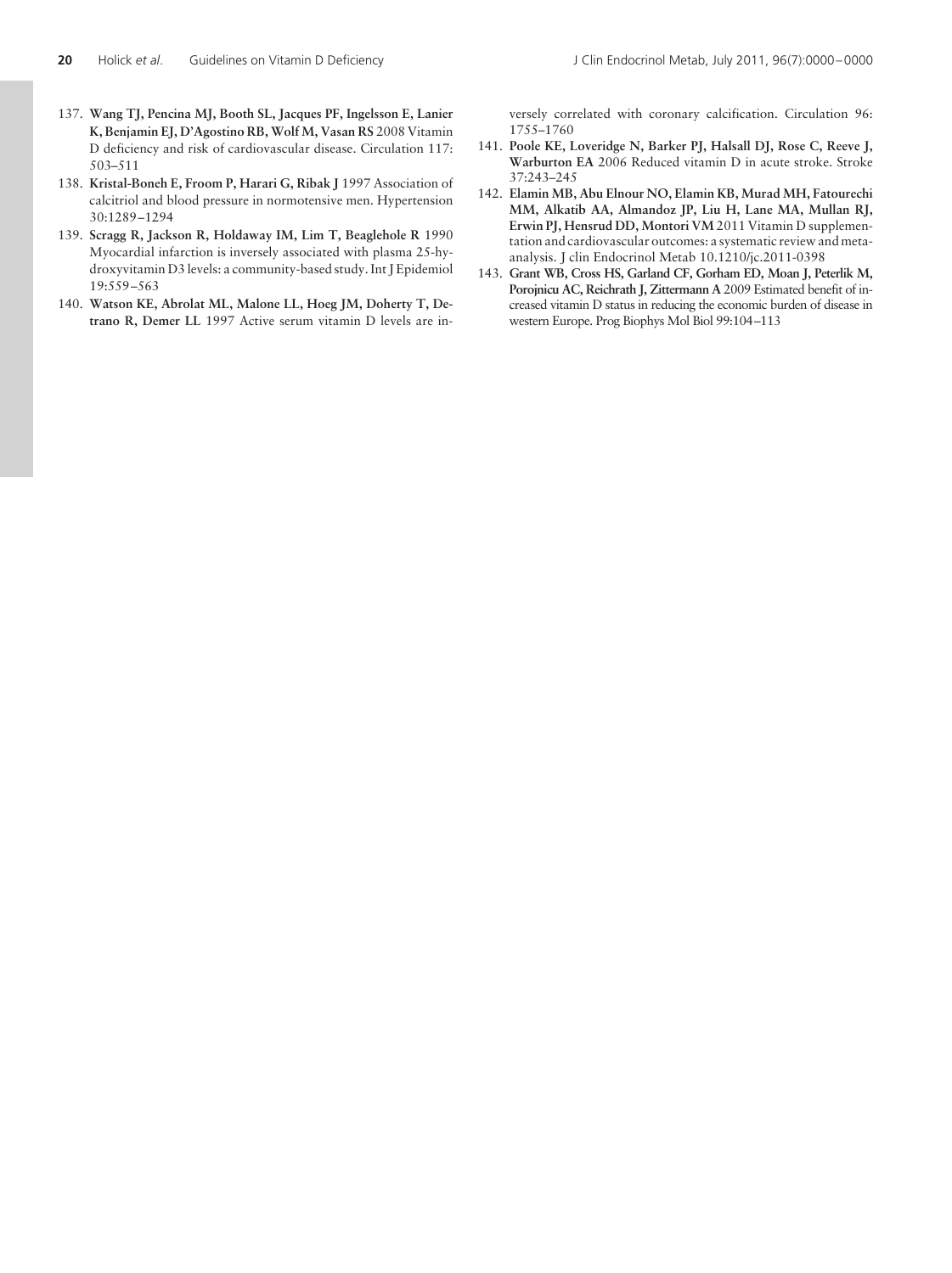137. **Wang TJ, Pencina MJ, Booth SL, Jacques PF, Ingelsson E, Lanier K, Benjamin EJ, D'Agostino RB, Wolf M, Vasan RS** 2008 Vitamin D deficiency and risk of cardiovascular disease. Circulation 117: 503–511
138. **Kristal-Boneh E, Froom P, Harari G, Ribak J** 1997 Association of calcitriol and blood pressure in normotensive men. Hypertension 30:1289–1294
139. **Scragg R, Jackson R, Holdaway IM, Lim T, Beaglehole R** 1990 Myocardial infarction is inversely associated with plasma 25-hydroxyvitamin D3 levels: a community-based study. Int J Epidemiol 19:559–563
140. **Watson KE, Abrolat ML, Malone LL, Hoeg JM, Doherty T, Detrano R, Demer LL** 1997 Active serum vitamin D levels are inversely correlated with coronary calcification. Circulation 96: 1755–1760
141. **Poole KE, Loveridge N, Barker PJ, Halsall DJ, Rose C, Reeve J, Warburton EA** 2006 Reduced vitamin D in acute stroke. Stroke 37:243–245
142. **Elamin MB, Abu Elnour NO, Elamin KB, Murad MH, Fatourechi MM, Alkatib AA, Almandoz JP, Liu H, Lane MA, Mullan RJ, Erwin PJ, Hensrud DD, Montori VM** 2011 Vitamin D supplementation and cardiovascular outcomes: a systematic review and meta-analysis. J clin Endocrinol Metab 10.1210/jc.2011-0398
143. **Grant WB, Cross HS, Garland CF, Gorham ED, Moan J, Peterlik M, Porojnicu AC, Reichrath J, Zittermann A** 2009 Estimated benefit of increased vitamin D status in reducing the economic burden of disease in western Europe. Prog Biophys Mol Biol 99:104–113